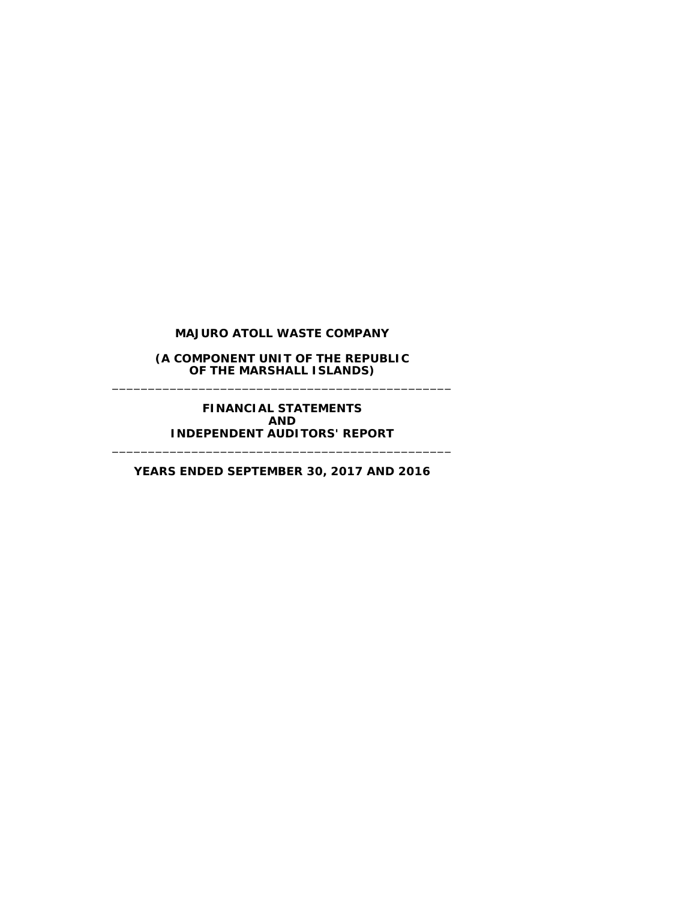# MAJURO ATOLL WASTE COMPANY

## (A COMPONENT UNIT OF THE REPUBLIC OF THE MARSHALL ISLANDS)

---

## FINANCIAL STATEMENTS AND INDEPENDENT AUDITORS' REPORT

---

## YEARS ENDED SEPTEMBER 30, 2017 AND 2016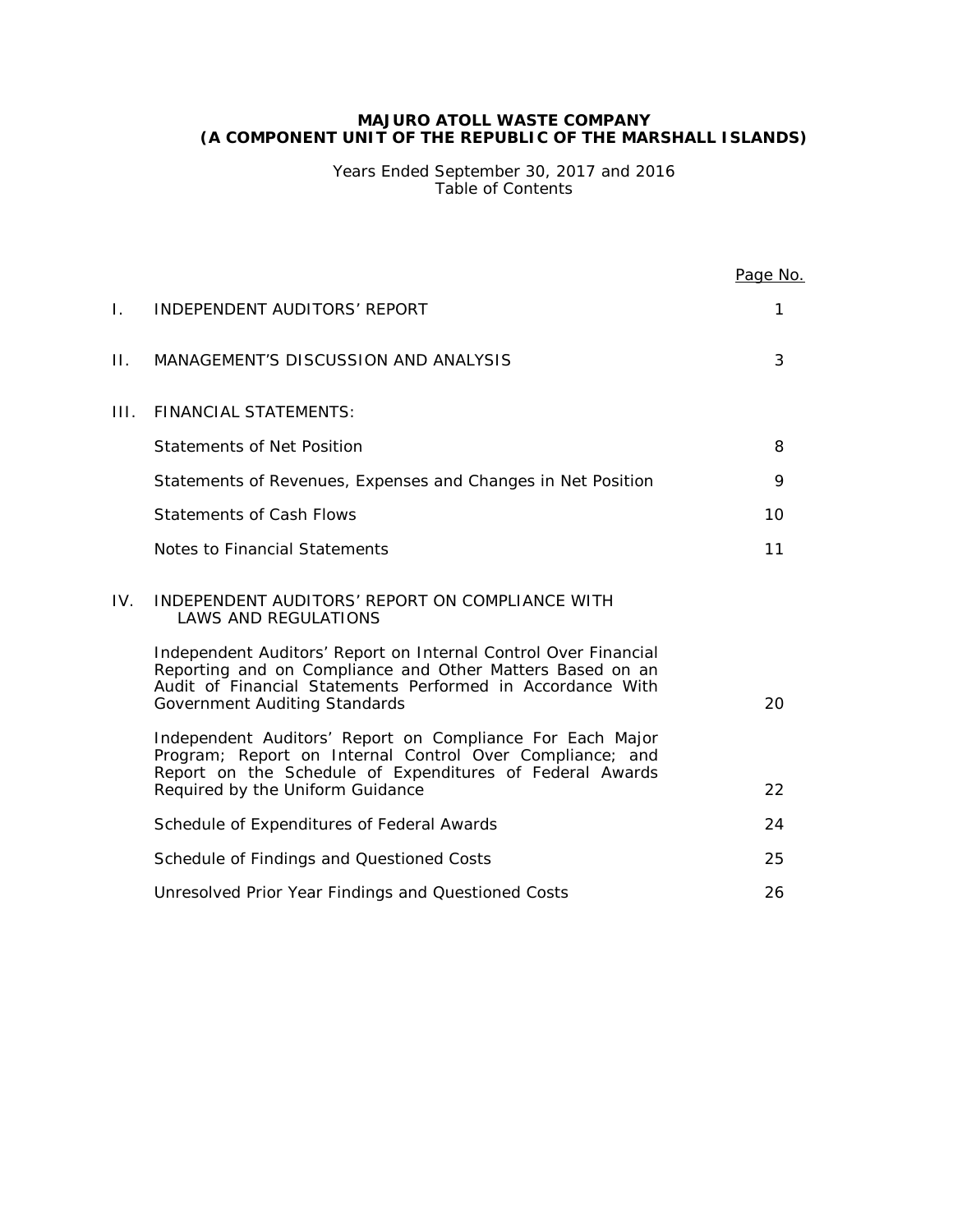**MAJURO ATOLL WASTE COMPANY**
**(A COMPONENT UNIT OF THE REPUBLIC OF THE MARSHALL ISLANDS)**

Years Ended September 30, 2017 and 2016
Table of Contents

| | | Page No. |
|---|---|---|
| I. | INDEPENDENT AUDITORS' REPORT | 1 |
| II. | MANAGEMENT'S DISCUSSION AND ANALYSIS | 3 |
| III. | FINANCIAL STATEMENTS: | |
| | Statements of Net Position | 8 |
| | Statements of Revenues, Expenses and Changes in Net Position | 9 |
| | Statements of Cash Flows | 10 |
| | Notes to Financial Statements | 11 |
| IV. | INDEPENDENT AUDITORS' REPORT ON COMPLIANCE WITH LAWS AND REGULATIONS | |
| | Independent Auditors' Report on Internal Control Over Financial Reporting and on Compliance and Other Matters Based on an Audit of Financial Statements Performed in Accordance With Government Auditing Standards | 20 |
| | Independent Auditors' Report on Compliance For Each Major Program; Report on Internal Control Over Compliance; and Report on the Schedule of Expenditures of Federal Awards Required by the Uniform Guidance | 22 |
| | Schedule of Expenditures of Federal Awards | 24 |
| | Schedule of Findings and Questioned Costs | 25 |
| | Unresolved Prior Year Findings and Questioned Costs | 26 |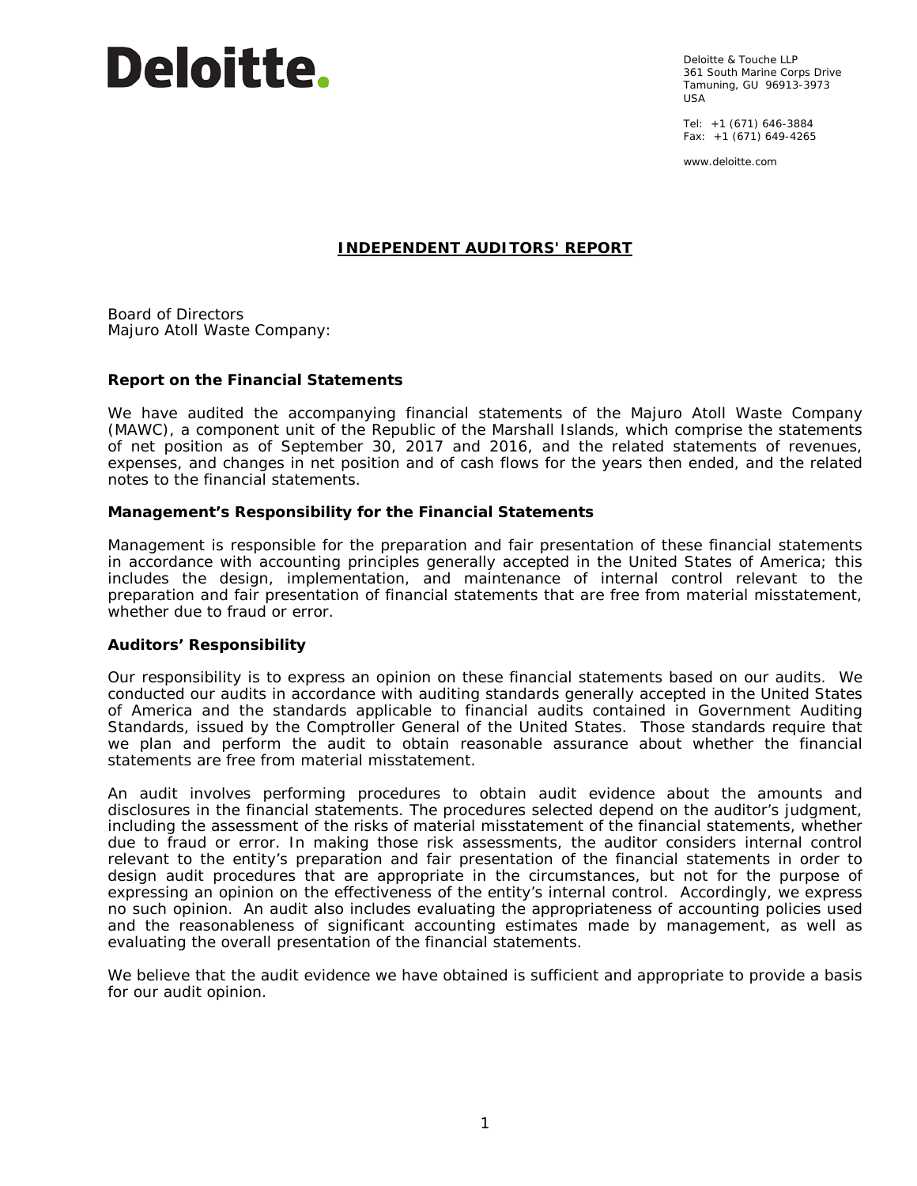**Deloitte.**

Deloitte & Touche LLP
361 South Marine Corps Drive
Tamuning, GU 96913-3973
USA

Tel: +1 (671) 646-3884
Fax: +1 (671) 649-4265

www.deloitte.com

## INDEPENDENT AUDITORS' REPORT

Board of Directors
Majuro Atoll Waste Company:

### Report on the Financial Statements

We have audited the accompanying financial statements of the Majuro Atoll Waste Company (MAWC), a component unit of the Republic of the Marshall Islands, which comprise the statements of net position as of September 30, 2017 and 2016, and the related statements of revenues, expenses, and changes in net position and of cash flows for the years then ended, and the related notes to the financial statements.

### Management's Responsibility for the Financial Statements

Management is responsible for the preparation and fair presentation of these financial statements in accordance with accounting principles generally accepted in the United States of America; this includes the design, implementation, and maintenance of internal control relevant to the preparation and fair presentation of financial statements that are free from material misstatement, whether due to fraud or error.

### Auditors' Responsibility

Our responsibility is to express an opinion on these financial statements based on our audits. We conducted our audits in accordance with auditing standards generally accepted in the United States of America and the standards applicable to financial audits contained in Government Auditing Standards, issued by the Comptroller General of the United States. Those standards require that we plan and perform the audit to obtain reasonable assurance about whether the financial statements are free from material misstatement.

An audit involves performing procedures to obtain audit evidence about the amounts and disclosures in the financial statements. The procedures selected depend on the auditor's judgment, including the assessment of the risks of material misstatement of the financial statements, whether due to fraud or error. In making those risk assessments, the auditor considers internal control relevant to the entity's preparation and fair presentation of the financial statements in order to design audit procedures that are appropriate in the circumstances, but not for the purpose of expressing an opinion on the effectiveness of the entity's internal control. Accordingly, we express no such opinion. An audit also includes evaluating the appropriateness of accounting policies used and the reasonableness of significant accounting estimates made by management, as well as evaluating the overall presentation of the financial statements.

We believe that the audit evidence we have obtained is sufficient and appropriate to provide a basis for our audit opinion.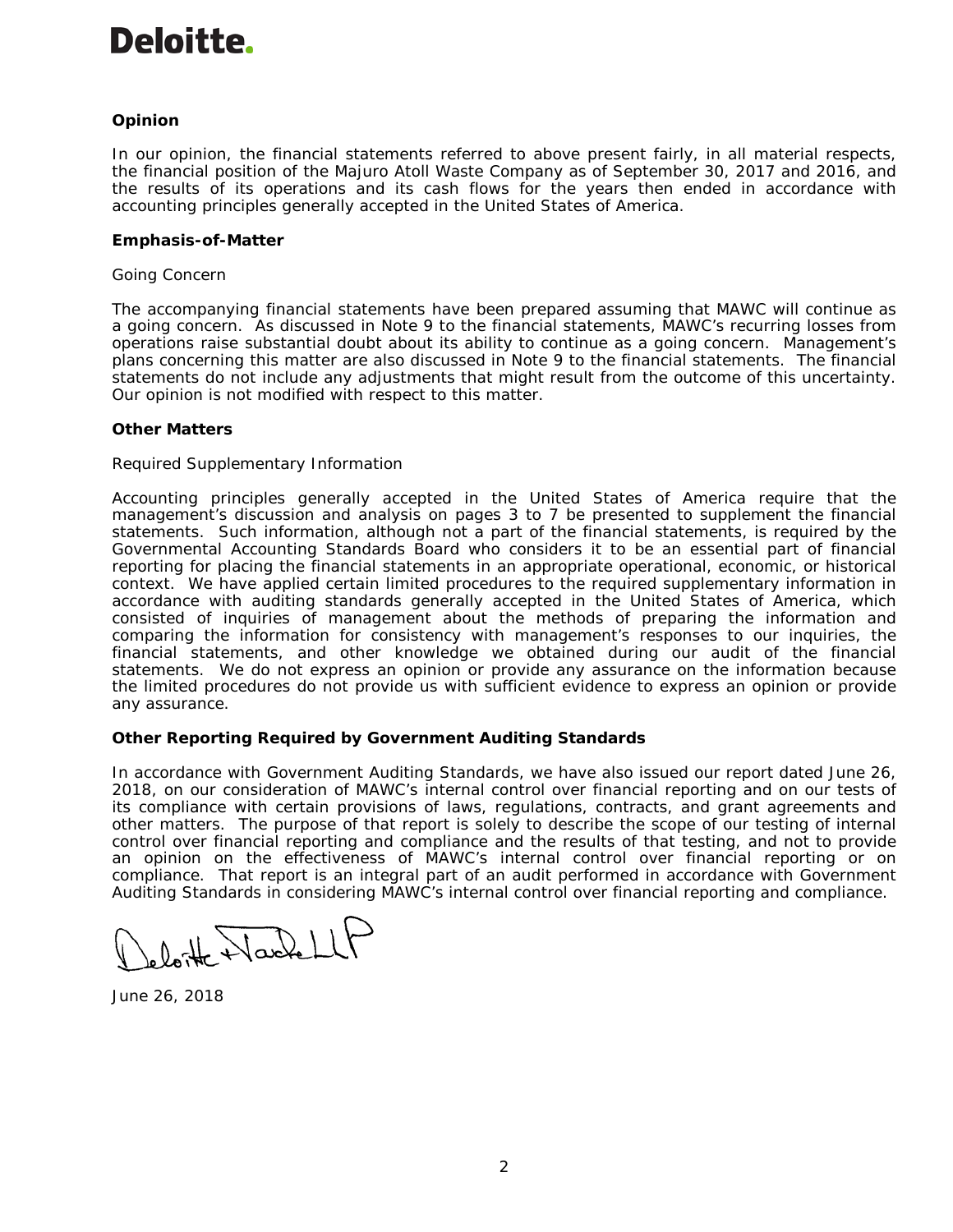**Deloitte.**

**Opinion**

In our opinion, the financial statements referred to above present fairly, in all material respects, the financial position of the Majuro Atoll Waste Company as of September 30, 2017 and 2016, and the results of its operations and its cash flows for the years then ended in accordance with accounting principles generally accepted in the United States of America.

**Emphasis-of-Matter**

Going Concern

The accompanying financial statements have been prepared assuming that MAWC will continue as a going concern. As discussed in Note 9 to the financial statements, MAWC's recurring losses from operations raise substantial doubt about its ability to continue as a going concern. Management's plans concerning this matter are also discussed in Note 9 to the financial statements. The financial statements do not include any adjustments that might result from the outcome of this uncertainty. Our opinion is not modified with respect to this matter.

**Other Matters**

Required Supplementary Information

Accounting principles generally accepted in the United States of America require that the management's discussion and analysis on pages 3 to 7 be presented to supplement the financial statements. Such information, although not a part of the financial statements, is required by the Governmental Accounting Standards Board who considers it to be an essential part of financial reporting for placing the financial statements in an appropriate operational, economic, or historical context. We have applied certain limited procedures to the required supplementary information in accordance with auditing standards generally accepted in the United States of America, which consisted of inquiries of management about the methods of preparing the information and comparing the information for consistency with management's responses to our inquiries, the financial statements, and other knowledge we obtained during our audit of the financial statements. We do not express an opinion or provide any assurance on the information because the limited procedures do not provide us with sufficient evidence to express an opinion or provide any assurance.

**Other Reporting Required by Government Auditing Standards**

In accordance with Government Auditing Standards, we have also issued our report dated June 26, 2018, on our consideration of MAWC's internal control over financial reporting and on our tests of its compliance with certain provisions of laws, regulations, contracts, and grant agreements and other matters. The purpose of that report is solely to describe the scope of our testing of internal control over financial reporting and compliance and the results of that testing, and not to provide an opinion on the effectiveness of MAWC's internal control over financial reporting or on compliance. That report is an integral part of an audit performed in accordance with Government Auditing Standards in considering MAWC's internal control over financial reporting and compliance.

Deloitte + Touche LLP

June 26, 2018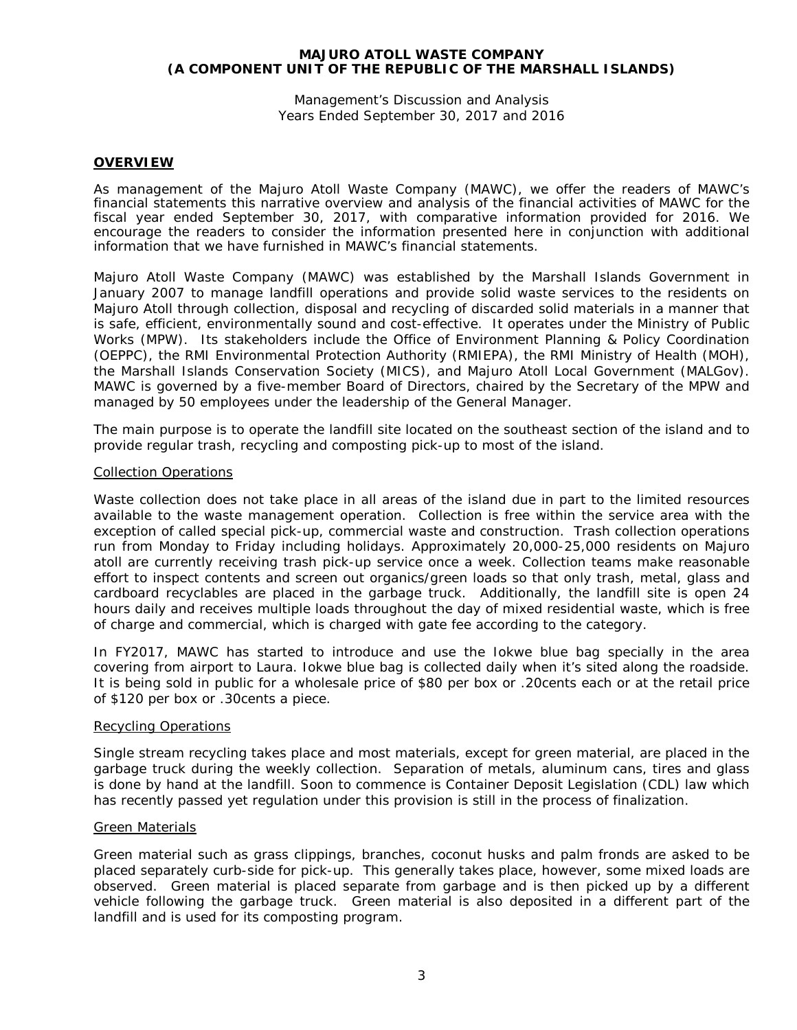**MAJURO ATOLL WASTE COMPANY**
**(A COMPONENT UNIT OF THE REPUBLIC OF THE MARSHALL ISLANDS)**

Management's Discussion and Analysis
Years Ended September 30, 2017 and 2016

## OVERVIEW

As management of the Majuro Atoll Waste Company (MAWC), we offer the readers of MAWC's financial statements this narrative overview and analysis of the financial activities of MAWC for the fiscal year ended September 30, 2017, with comparative information provided for 2016. We encourage the readers to consider the information presented here in conjunction with additional information that we have furnished in MAWC's financial statements.

Majuro Atoll Waste Company (MAWC) was established by the Marshall Islands Government in January 2007 to manage landfill operations and provide solid waste services to the residents on Majuro Atoll through collection, disposal and recycling of discarded solid materials in a manner that is safe, efficient, environmentally sound and cost-effective. It operates under the Ministry of Public Works (MPW). Its stakeholders include the Office of Environment Planning & Policy Coordination (OEPPC), the RMI Environmental Protection Authority (RMIEPA), the RMI Ministry of Health (MOH), the Marshall Islands Conservation Society (MICS), and Majuro Atoll Local Government (MALGov). MAWC is governed by a five-member Board of Directors, chaired by the Secretary of the MPW and managed by 50 employees under the leadership of the General Manager.

The main purpose is to operate the landfill site located on the southeast section of the island and to provide regular trash, recycling and composting pick-up to most of the island.

### Collection Operations

Waste collection does not take place in all areas of the island due in part to the limited resources available to the waste management operation. Collection is free within the service area with the exception of called special pick-up, commercial waste and construction. Trash collection operations run from Monday to Friday including holidays. Approximately 20,000-25,000 residents on Majuro atoll are currently receiving trash pick-up service once a week. Collection teams make reasonable effort to inspect contents and screen out organics/green loads so that only trash, metal, glass and cardboard recyclables are placed in the garbage truck. Additionally, the landfill site is open 24 hours daily and receives multiple loads throughout the day of mixed residential waste, which is free of charge and commercial, which is charged with gate fee according to the category.

In FY2017, MAWC has started to introduce and use the Iokwe blue bag specially in the area covering from airport to Laura. Iokwe blue bag is collected daily when it's sited along the roadside. It is being sold in public for a wholesale price of $80 per box or .20cents each or at the retail price of $120 per box or .30cents a piece.

### Recycling Operations

Single stream recycling takes place and most materials, except for green material, are placed in the garbage truck during the weekly collection. Separation of metals, aluminum cans, tires and glass is done by hand at the landfill. Soon to commence is Container Deposit Legislation (CDL) law which has recently passed yet regulation under this provision is still in the process of finalization.

### Green Materials

Green material such as grass clippings, branches, coconut husks and palm fronds are asked to be placed separately curb-side for pick-up. This generally takes place, however, some mixed loads are observed. Green material is placed separate from garbage and is then picked up by a different vehicle following the garbage truck. Green material is also deposited in a different part of the landfill and is used for its composting program.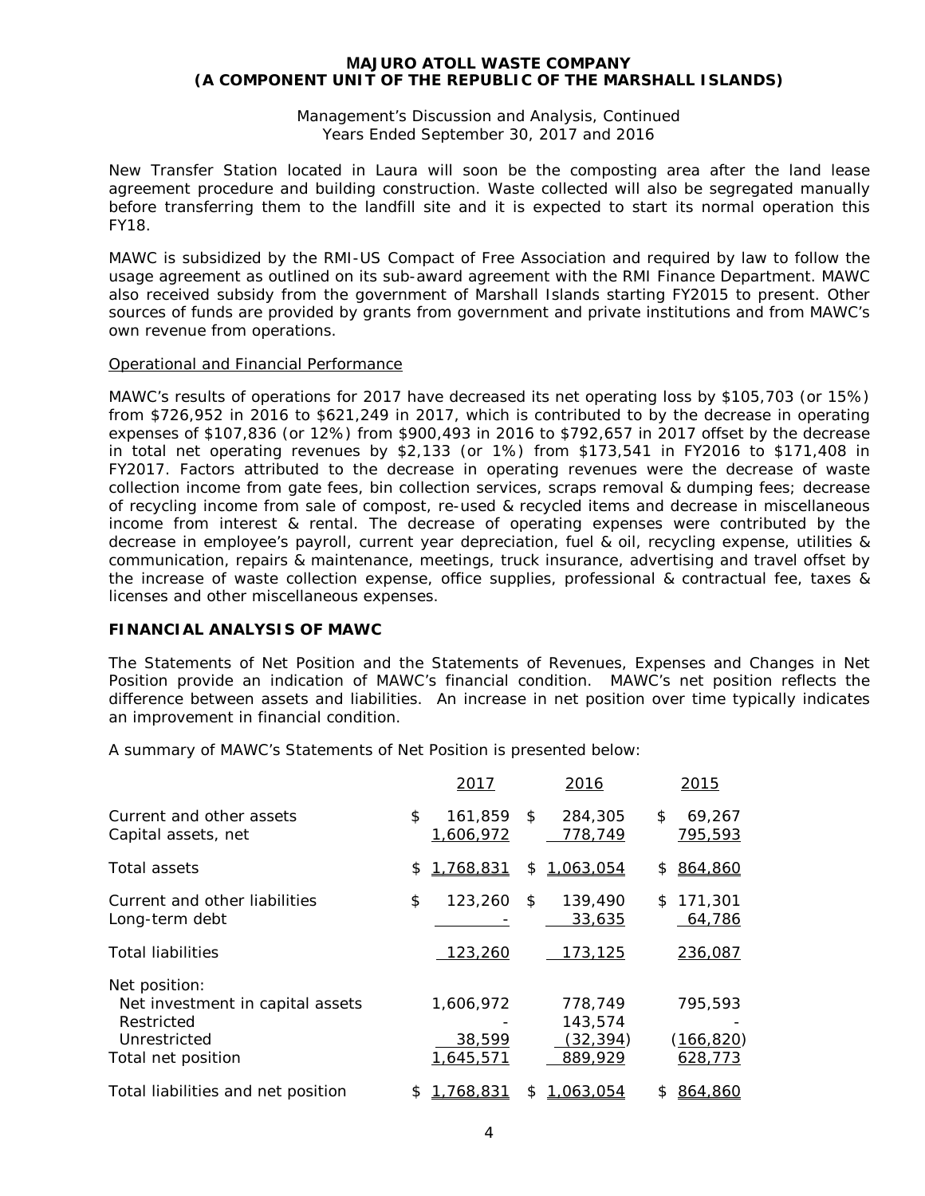New Transfer Station located in Laura will soon be the composting area after the land lease agreement procedure and building construction. Waste collected will also be segregated manually before transferring them to the landfill site and it is expected to start its normal operation this FY18.

MAWC is subsidized by the RMI-US Compact of Free Association and required by law to follow the usage agreement as outlined on its sub-award agreement with the RMI Finance Department. MAWC also received subsidy from the government of Marshall Islands starting FY2015 to present. Other sources of funds are provided by grants from government and private institutions and from MAWC's own revenue from operations.

Operational and Financial Performance

MAWC's results of operations for 2017 have decreased its net operating loss by $105,703 (or 15%) from $726,952 in 2016 to $621,249 in 2017, which is contributed to by the decrease in operating expenses of $107,836 (or 12%) from $900,493 in 2016 to $792,657 in 2017 offset by the decrease in total net operating revenues by $2,133 (or 1%) from $173,541 in FY2016 to $171,408 in FY2017. Factors attributed to the decrease in operating revenues were the decrease of waste collection income from gate fees, bin collection services, scraps removal & dumping fees; decrease of recycling income from sale of compost, re-used & recycled items and decrease in miscellaneous income from interest & rental. The decrease of operating expenses were contributed by the decrease in employee's payroll, current year depreciation, fuel & oil, recycling expense, utilities & communication, repairs & maintenance, meetings, truck insurance, advertising and travel offset by the increase of waste collection expense, office supplies, professional & contractual fee, taxes & licenses and other miscellaneous expenses.

## FINANCIAL ANALYSIS OF MAWC

The Statements of Net Position and the Statements of Revenues, Expenses and Changes in Net Position provide an indication of MAWC's financial condition. MAWC's net position reflects the difference between assets and liabilities. An increase in net position over time typically indicates an improvement in financial condition.

A summary of MAWC's Statements of Net Position is presented below:

| | 2017 | 2016 | 2015 |
|---|---|---|---|
| Current and other assets | $ 161,859 | $ 284,305 | $ 69,267 |
| Capital assets, net | 1,606,972 | 778,749 | 795,593 |
| Total assets | $ 1,768,831 | $ 1,063,054 | $ 864,860 |
| Current and other liabilities | $ 123,260 | $ 139,490 | $ 171,301 |
| Long-term debt | - | 33,635 | 64,786 |
| Total liabilities | 123,260 | 173,125 | 236,087 |
| Net position: | | | |
| Net investment in capital assets | 1,606,972 | 778,749 | 795,593 |
| Restricted | - | 143,574 | - |
| Unrestricted | 38,599 | (32,394) | (166,820) |
| Total net position | 1,645,571 | 889,929 | 628,773 |
| Total liabilities and net position | $ 1,768,831 | $ 1,063,054 | $ 864,860 |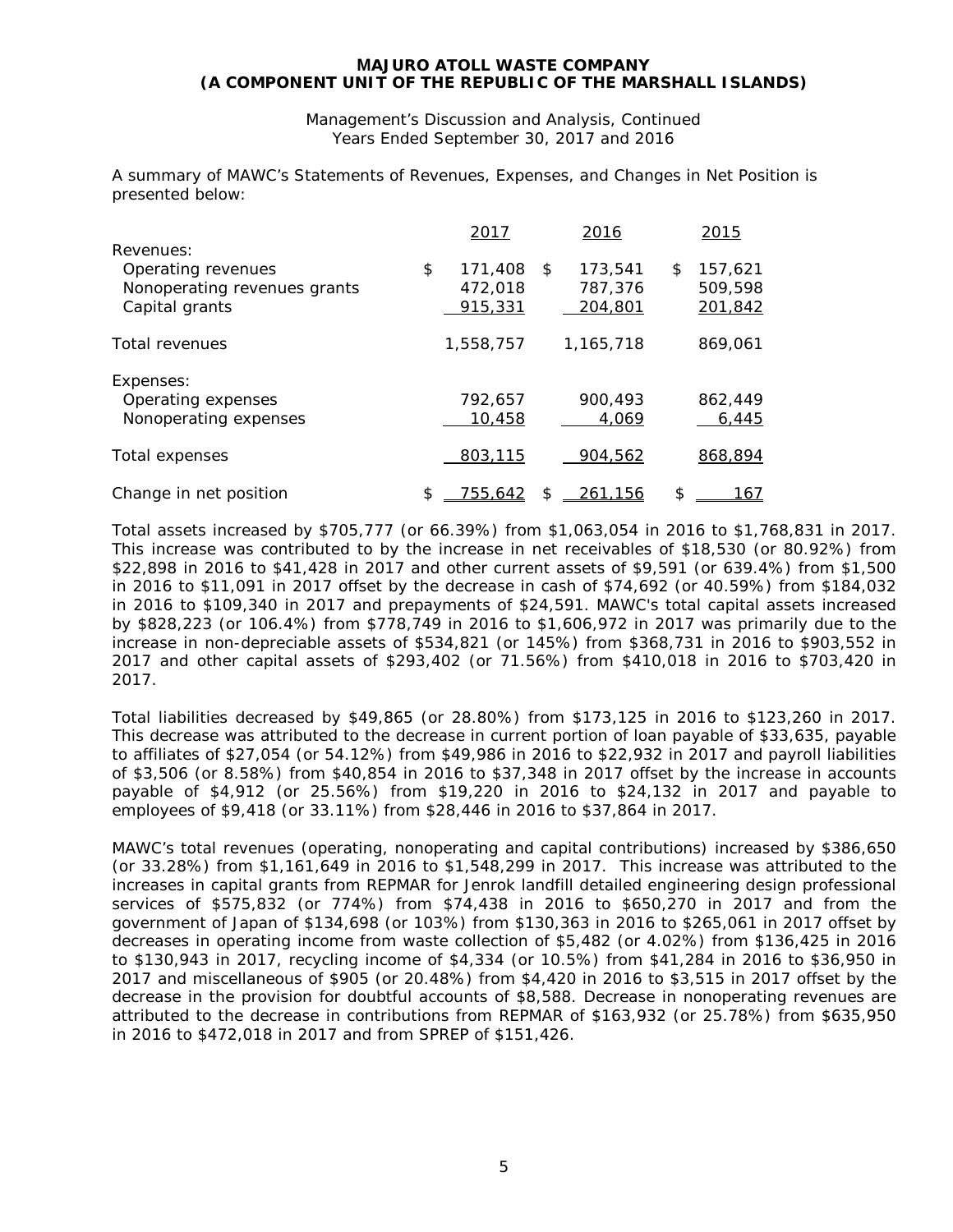**MAJURO ATOLL WASTE COMPANY**
**(A COMPONENT UNIT OF THE REPUBLIC OF THE MARSHALL ISLANDS)**

Management's Discussion and Analysis, Continued
Years Ended September 30, 2017 and 2016

A summary of MAWC's Statements of Revenues, Expenses, and Changes in Net Position is presented below:

| | 2017 | 2016 | 2015 |
|---|---|---|---|
| Revenues: | | | |
| Operating revenues | $ 171,408 | $ 173,541 | $ 157,621 |
| Nonoperating revenues grants | 472,018 | 787,376 | 509,598 |
| Capital grants | 915,331 | 204,801 | 201,842 |
| Total revenues | 1,558,757 | 1,165,718 | 869,061 |
| Expenses: | | | |
| Operating expenses | 792,657 | 900,493 | 862,449 |
| Nonoperating expenses | 10,458 | 4,069 | 6,445 |
| Total expenses | 803,115 | 904,562 | 868,894 |
| Change in net position | $ 755,642 | $ 261,156 | $ 167 |

Total assets increased by $705,777 (or 66.39%) from $1,063,054 in 2016 to $1,768,831 in 2017. This increase was contributed to by the increase in net receivables of $18,530 (or 80.92%) from $22,898 in 2016 to $41,428 in 2017 and other current assets of $9,591 (or 639.4%) from $1,500 in 2016 to $11,091 in 2017 offset by the decrease in cash of $74,692 (or 40.59%) from $184,032 in 2016 to $109,340 in 2017 and prepayments of $24,591. MAWC's total capital assets increased by $828,223 (or 106.4%) from $778,749 in 2016 to $1,606,972 in 2017 was primarily due to the increase in non-depreciable assets of $534,821 (or 145%) from $368,731 in 2016 to $903,552 in 2017 and other capital assets of $293,402 (or 71.56%) from $410,018 in 2016 to $703,420 in 2017.

Total liabilities decreased by $49,865 (or 28.80%) from $173,125 in 2016 to $123,260 in 2017. This decrease was attributed to the decrease in current portion of loan payable of $33,635, payable to affiliates of $27,054 (or 54.12%) from $49,986 in 2016 to $22,932 in 2017 and payroll liabilities of $3,506 (or 8.58%) from $40,854 in 2016 to $37,348 in 2017 offset by the increase in accounts payable of $4,912 (or 25.56%) from $19,220 in 2016 to $24,132 in 2017 and payable to employees of $9,418 (or 33.11%) from $28,446 in 2016 to $37,864 in 2017.

MAWC's total revenues (operating, nonoperating and capital contributions) increased by $386,650 (or 33.28%) from $1,161,649 in 2016 to $1,548,299 in 2017. This increase was attributed to the increases in capital grants from REPMAR for Jenrok landfill detailed engineering design professional services of $575,832 (or 774%) from $74,438 in 2016 to $650,270 in 2017 and from the government of Japan of $134,698 (or 103%) from $130,363 in 2016 to $265,061 in 2017 offset by decreases in operating income from waste collection of $5,482 (or 4.02%) from $136,425 in 2016 to $130,943 in 2017, recycling income of $4,334 (or 10.5%) from $41,284 in 2016 to $36,950 in 2017 and miscellaneous of $905 (or 20.48%) from $4,420 in 2016 to $3,515 in 2017 offset by the decrease in the provision for doubtful accounts of $8,588. Decrease in nonoperating revenues are attributed to the decrease in contributions from REPMAR of $163,932 (or 25.78%) from $635,950 in 2016 to $472,018 in 2017 and from SPREP of $151,426.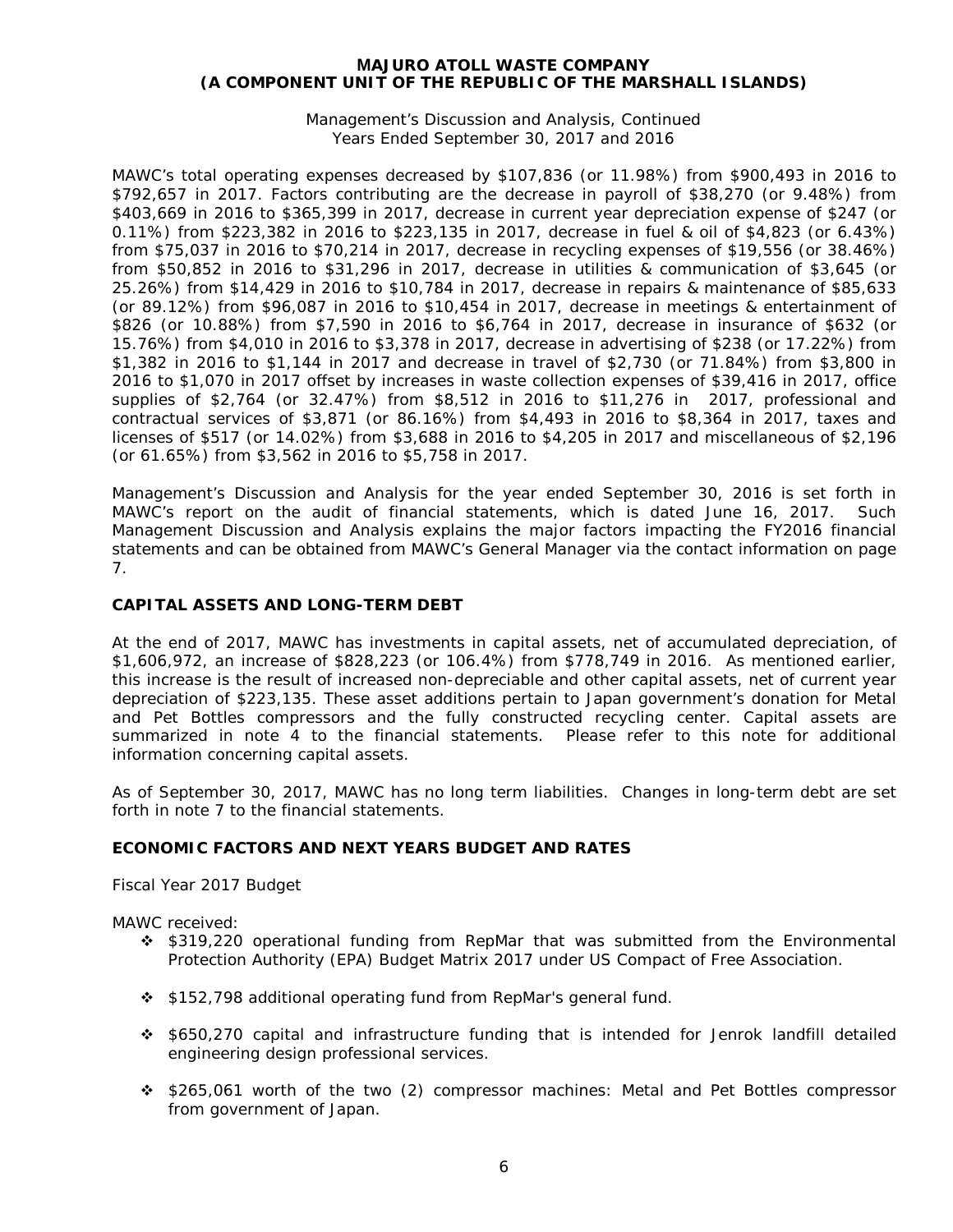MAWC's total operating expenses decreased by $107,836 (or 11.98%) from $900,493 in 2016 to $792,657 in 2017. Factors contributing are the decrease in payroll of $38,270 (or 9.48%) from $403,669 in 2016 to $365,399 in 2017, decrease in current year depreciation expense of $247 (or 0.11%) from $223,382 in 2016 to $223,135 in 2017, decrease in fuel & oil of $4,823 (or 6.43%) from $75,037 in 2016 to $70,214 in 2017, decrease in recycling expenses of $19,556 (or 38.46%) from $50,852 in 2016 to $31,296 in 2017, decrease in utilities & communication of $3,645 (or 25.26%) from $14,429 in 2016 to $10,784 in 2017, decrease in repairs & maintenance of $85,633 (or 89.12%) from $96,087 in 2016 to $10,454 in 2017, decrease in meetings & entertainment of $826 (or 10.88%) from $7,590 in 2016 to $6,764 in 2017, decrease in insurance of $632 (or 15.76%) from $4,010 in 2016 to $3,378 in 2017, decrease in advertising of $238 (or 17.22%) from $1,382 in 2016 to $1,144 in 2017 and decrease in travel of $2,730 (or 71.84%) from $3,800 in 2016 to $1,070 in 2017 offset by increases in waste collection expenses of $39,416 in 2017, office supplies of $2,764 (or 32.47%) from $8,512 in 2016 to $11,276 in 2017, professional and contractual services of $3,871 (or 86.16%) from $4,493 in 2016 to $8,364 in 2017, taxes and licenses of $517 (or 14.02%) from $3,688 in 2016 to $4,205 in 2017 and miscellaneous of $2,196 (or 61.65%) from $3,562 in 2016 to $5,758 in 2017.

Management's Discussion and Analysis for the year ended September 30, 2016 is set forth in MAWC's report on the audit of financial statements, which is dated June 16, 2017. Such Management Discussion and Analysis explains the major factors impacting the FY2016 financial statements and can be obtained from MAWC's General Manager via the contact information on page 7.

## CAPITAL ASSETS AND LONG-TERM DEBT

At the end of 2017, MAWC has investments in capital assets, net of accumulated depreciation, of $1,606,972, an increase of $828,223 (or 106.4%) from $778,749 in 2016. As mentioned earlier, this increase is the result of increased non-depreciable and other capital assets, net of current year depreciation of $223,135. These asset additions pertain to Japan government's donation for Metal and Pet Bottles compressors and the fully constructed recycling center. Capital assets are summarized in note 4 to the financial statements. Please refer to this note for additional information concerning capital assets.

As of September 30, 2017, MAWC has no long term liabilities. Changes in long-term debt are set forth in note 7 to the financial statements.

## ECONOMIC FACTORS AND NEXT YEARS BUDGET AND RATES

Fiscal Year 2017 Budget

MAWC received:

- $319,220 operational funding from RepMar that was submitted from the Environmental Protection Authority (EPA) Budget Matrix 2017 under US Compact of Free Association.
- $152,798 additional operating fund from RepMar's general fund.
- $650,270 capital and infrastructure funding that is intended for Jenrok landfill detailed engineering design professional services.
- $265,061 worth of the two (2) compressor machines: Metal and Pet Bottles compressor from government of Japan.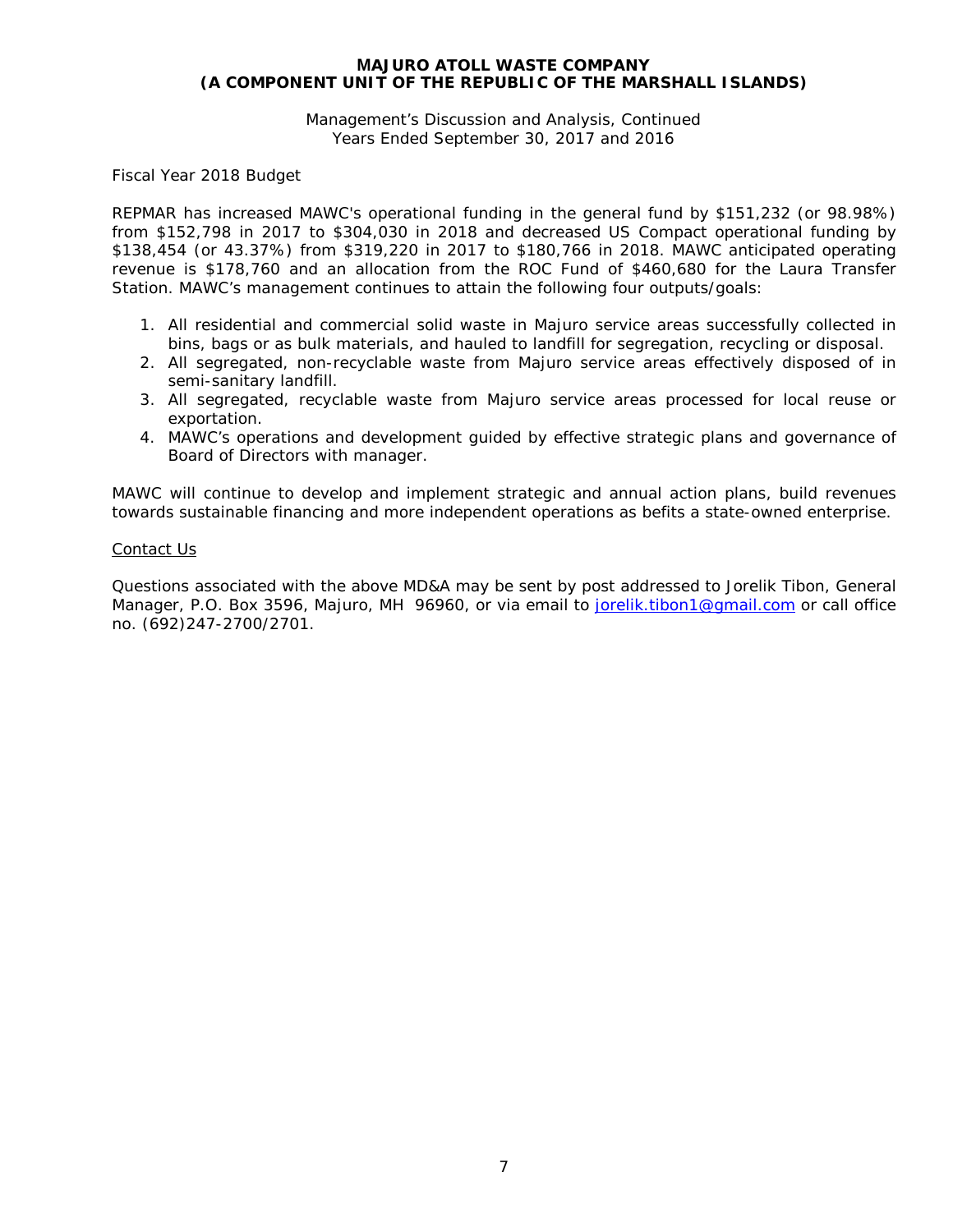Fiscal Year 2018 Budget

REPMAR has increased MAWC's operational funding in the general fund by $151,232 (or 98.98%) from $152,798 in 2017 to $304,030 in 2018 and decreased US Compact operational funding by $138,454 (or 43.37%) from $319,220 in 2017 to $180,766 in 2018. MAWC anticipated operating revenue is $178,760 and an allocation from the ROC Fund of $460,680 for the Laura Transfer Station. MAWC's management continues to attain the following four outputs/goals:

1. All residential and commercial solid waste in Majuro service areas successfully collected in bins, bags or as bulk materials, and hauled to landfill for segregation, recycling or disposal.
2. All segregated, non-recyclable waste from Majuro service areas effectively disposed of in semi-sanitary landfill.
3. All segregated, recyclable waste from Majuro service areas processed for local reuse or exportation.
4. MAWC's operations and development guided by effective strategic plans and governance of Board of Directors with manager.

MAWC will continue to develop and implement strategic and annual action plans, build revenues towards sustainable financing and more independent operations as befits a state-owned enterprise.

Contact Us

Questions associated with the above MD&A may be sent by post addressed to Jorelik Tibon, General Manager, P.O. Box 3596, Majuro, MH 96960, or via email to jorelik.tibon1@gmail.com or call office no. (692)247-2700/2701.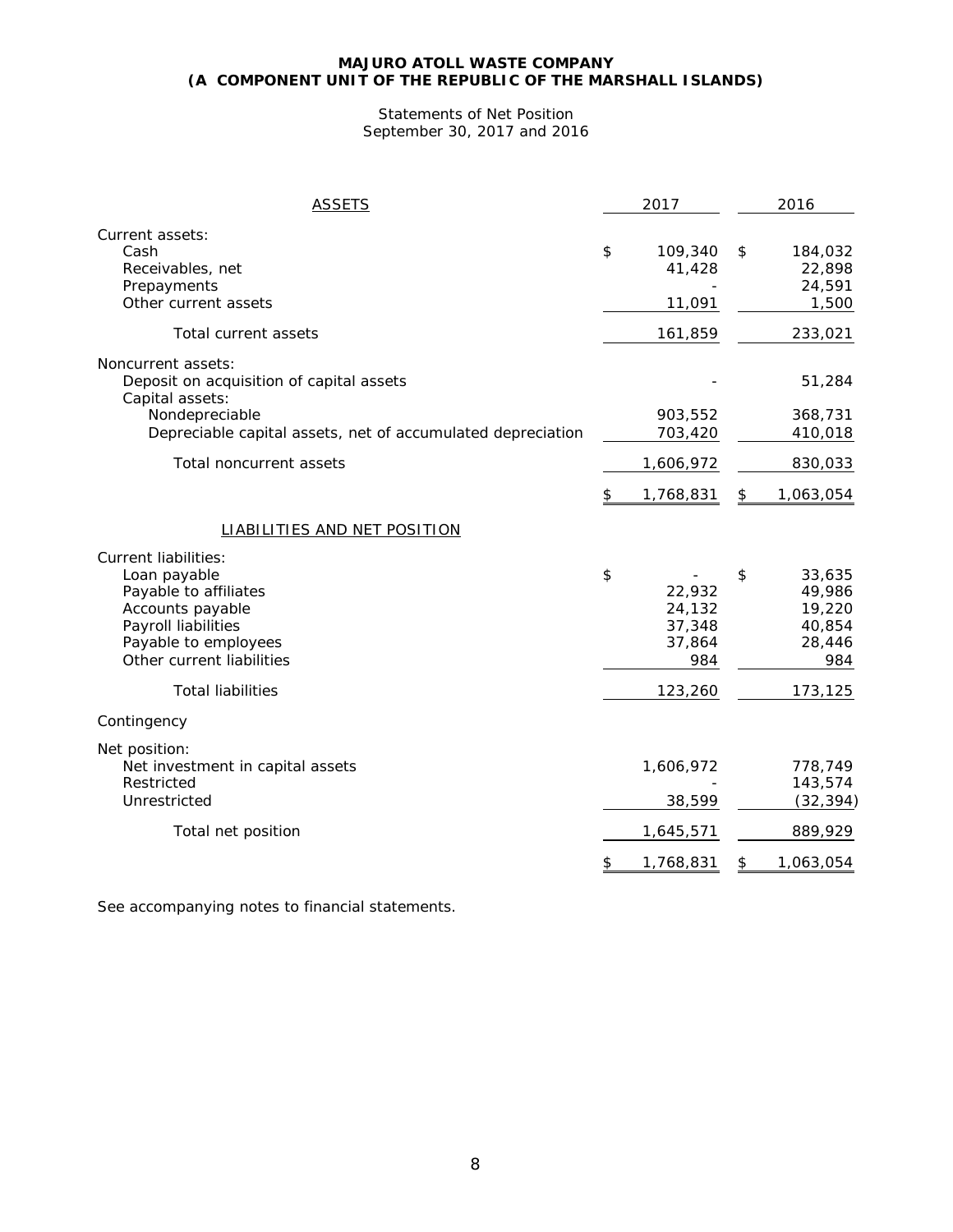**MAJURO ATOLL WASTE COMPANY**
**(A COMPONENT UNIT OF THE REPUBLIC OF THE MARSHALL ISLANDS)**

Statements of Net Position
September 30, 2017 and 2016

| ASSETS | 2017 | 2016 |
|---|---|---|
| Current assets: | | |
| Cash | $ 109,340 | $ 184,032 |
| Receivables, net | 41,428 | 22,898 |
| Prepayments | - | 24,591 |
| Other current assets | 11,091 | 1,500 |
| Total current assets | 161,859 | 233,021 |
| Noncurrent assets: | | |
| Deposit on acquisition of capital assets | - | 51,284 |
| Capital assets: | | |
| Nondepreciable | 903,552 | 368,731 |
| Depreciable capital assets, net of accumulated depreciation | 703,420 | 410,018 |
| Total noncurrent assets | 1,606,972 | 830,033 |
| | $ 1,768,831 | $ 1,063,054 |
| **LIABILITIES AND NET POSITION** | | |
| Current liabilities: | | |
| Loan payable | $ - | $ 33,635 |
| Payable to affiliates | 22,932 | 49,986 |
| Accounts payable | 24,132 | 19,220 |
| Payroll liabilities | 37,348 | 40,854 |
| Payable to employees | 37,864 | 28,446 |
| Other current liabilities | 984 | 984 |
| Total liabilities | 123,260 | 173,125 |
| Contingency | | |
| Net position: | | |
| Net investment in capital assets | 1,606,972 | 778,749 |
| Restricted | - | 143,574 |
| Unrestricted | 38,599 | (32,394) |
| Total net position | 1,645,571 | 889,929 |
| | $ 1,768,831 | $ 1,063,054 |

See accompanying notes to financial statements.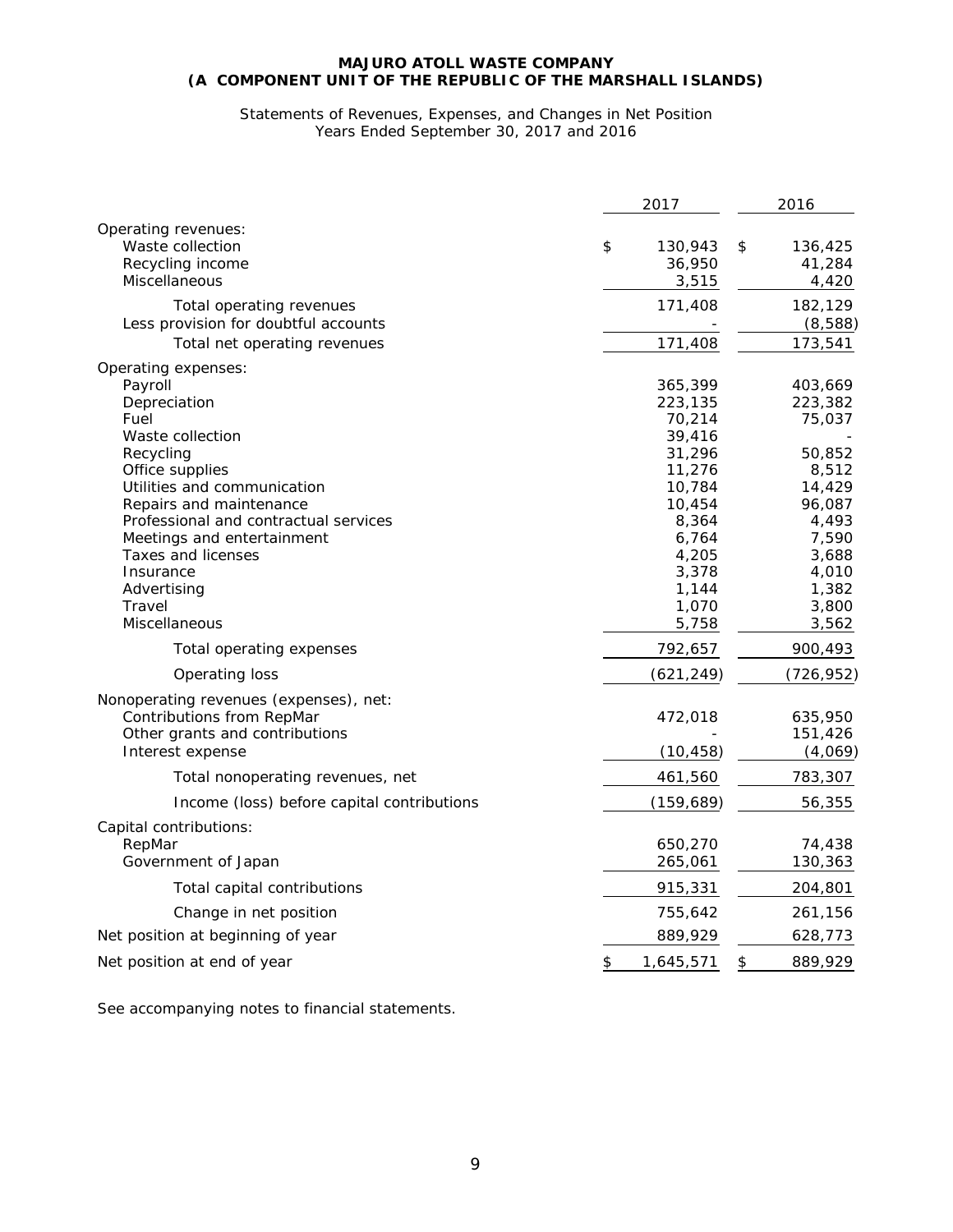**MAJURO ATOLL WASTE COMPANY**
**(A COMPONENT UNIT OF THE REPUBLIC OF THE MARSHALL ISLANDS)**

Statements of Revenues, Expenses, and Changes in Net Position
Years Ended September 30, 2017 and 2016

| | 2017 | 2016 |
|---|---|---|
| Operating revenues: | | |
| Waste collection | $ 130,943 | $ 136,425 |
| Recycling income | 36,950 | 41,284 |
| Miscellaneous | 3,515 | 4,420 |
| Total operating revenues | 171,408 | 182,129 |
| Less provision for doubtful accounts | - | (8,588) |
| Total net operating revenues | 171,408 | 173,541 |
| Operating expenses: | | |
| Payroll | 365,399 | 403,669 |
| Depreciation | 223,135 | 223,382 |
| Fuel | 70,214 | 75,037 |
| Waste collection | 39,416 | - |
| Recycling | 31,296 | 50,852 |
| Office supplies | 11,276 | 8,512 |
| Utilities and communication | 10,784 | 14,429 |
| Repairs and maintenance | 10,454 | 96,087 |
| Professional and contractual services | 8,364 | 4,493 |
| Meetings and entertainment | 6,764 | 7,590 |
| Taxes and licenses | 4,205 | 3,688 |
| Insurance | 3,378 | 4,010 |
| Advertising | 1,144 | 1,382 |
| Travel | 1,070 | 3,800 |
| Miscellaneous | 5,758 | 3,562 |
| Total operating expenses | 792,657 | 900,493 |
| Operating loss | (621,249) | (726,952) |
| Nonoperating revenues (expenses), net: | | |
| Contributions from RepMar | 472,018 | 635,950 |
| Other grants and contributions | - | 151,426 |
| Interest expense | (10,458) | (4,069) |
| Total nonoperating revenues, net | 461,560 | 783,307 |
| Income (loss) before capital contributions | (159,689) | 56,355 |
| Capital contributions: | | |
| RepMar | 650,270 | 74,438 |
| Government of Japan | 265,061 | 130,363 |
| Total capital contributions | 915,331 | 204,801 |
| Change in net position | 755,642 | 261,156 |
| Net position at beginning of year | 889,929 | 628,773 |
| Net position at end of year | $ 1,645,571 | $ 889,929 |

See accompanying notes to financial statements.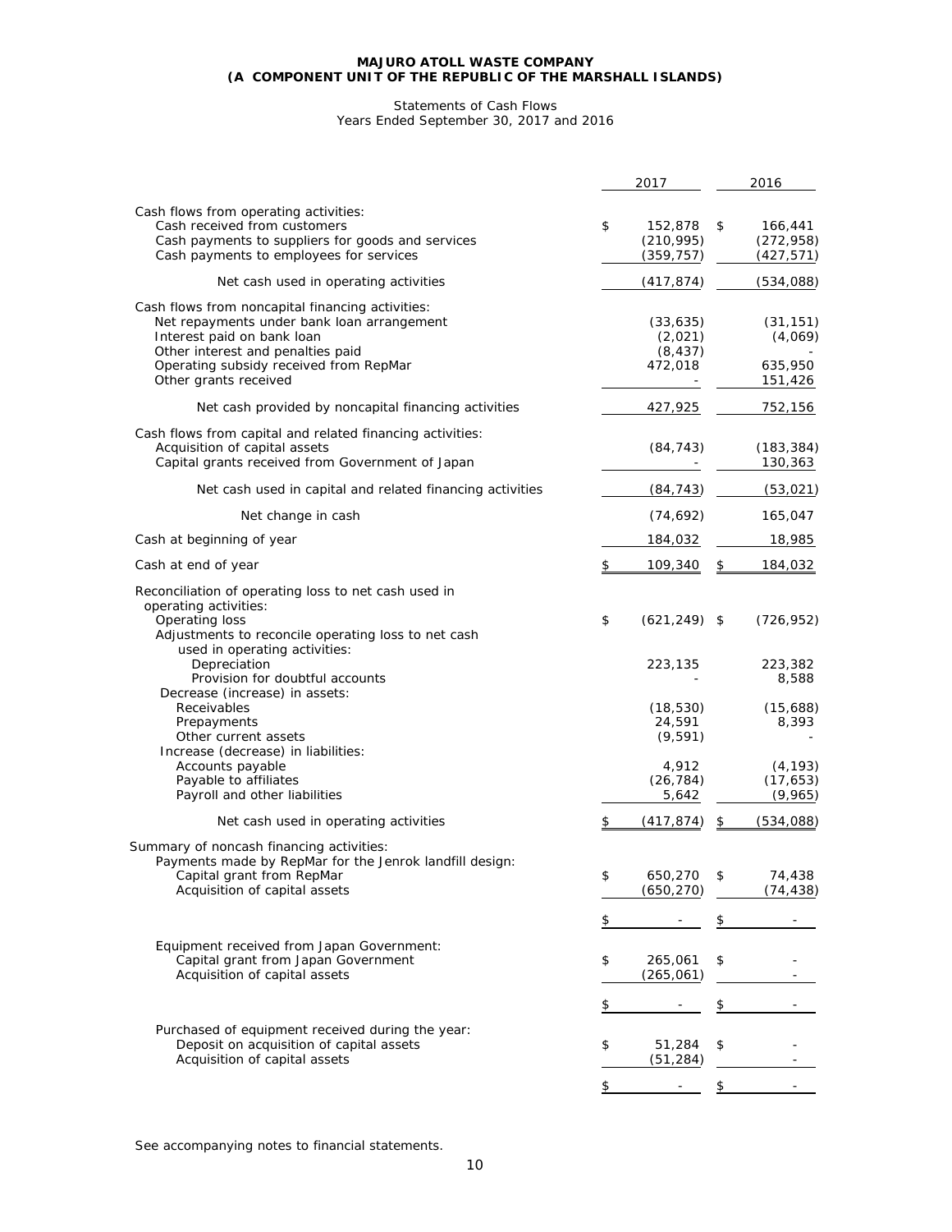**MAJURO ATOLL WASTE COMPANY**
**(A COMPONENT UNIT OF THE REPUBLIC OF THE MARSHALL ISLANDS)**

Statements of Cash Flows
Years Ended September 30, 2017 and 2016

| | 2017 | 2016 |
|---|---|---|
| Cash flows from operating activities: | | |
| Cash received from customers | $ 152,878 | $ 166,441 |
| Cash payments to suppliers for goods and services | (210,995) | (272,958) |
| Cash payments to employees for services | (359,757) | (427,571) |
| Net cash used in operating activities | (417,874) | (534,088) |
| Cash flows from noncapital financing activities: | | |
| Net repayments under bank loan arrangement | (33,635) | (31,151) |
| Interest paid on bank loan | (2,021) | (4,069) |
| Other interest and penalties paid | (8,437) | - |
| Operating subsidy received from RepMar | 472,018 | 635,950 |
| Other grants received | - | 151,426 |
| Net cash provided by noncapital financing activities | 427,925 | 752,156 |
| Cash flows from capital and related financing activities: | | |
| Acquisition of capital assets | (84,743) | (183,384) |
| Capital grants received from Government of Japan | - | 130,363 |
| Net cash used in capital and related financing activities | (84,743) | (53,021) |
| Net change in cash | (74,692) | 165,047 |
| Cash at beginning of year | 184,032 | 18,985 |
| Cash at end of year | $ 109,340 | $ 184,032 |
| Reconciliation of operating loss to net cash used in operating activities: | | |
| Operating loss | $ (621,249) | $ (726,952) |
| Adjustments to reconcile operating loss to net cash used in operating activities: | | |
| Depreciation | 223,135 | 223,382 |
| Provision for doubtful accounts | - | 8,588 |
| Decrease (increase) in assets: | | |
| Receivables | (18,530) | (15,688) |
| Prepayments | 24,591 | 8,393 |
| Other current assets | (9,591) | - |
| Increase (decrease) in liabilities: | | |
| Accounts payable | 4,912 | (4,193) |
| Payable to affiliates | (26,784) | (17,653) |
| Payroll and other liabilities | 5,642 | (9,965) |
| Net cash used in operating activities | $ (417,874) | $ (534,088) |
| Summary of noncash financing activities: | | |
| Payments made by RepMar for the Jenrok landfill design: | | |
| Capital grant from RepMar | $ 650,270 | $ 74,438 |
| Acquisition of capital assets | (650,270) | (74,438) |
| | $ - | $ - |
| Equipment received from Japan Government: | | |
| Capital grant from Japan Government | $ 265,061 | $ - |
| Acquisition of capital assets | (265,061) | - |
| | $ - | $ - |
| Purchased of equipment received during the year: | | |
| Deposit on acquisition of capital assets | $ 51,284 | $ - |
| Acquisition of capital assets | (51,284) | - |
| | $ - | $ - |

See accompanying notes to financial statements.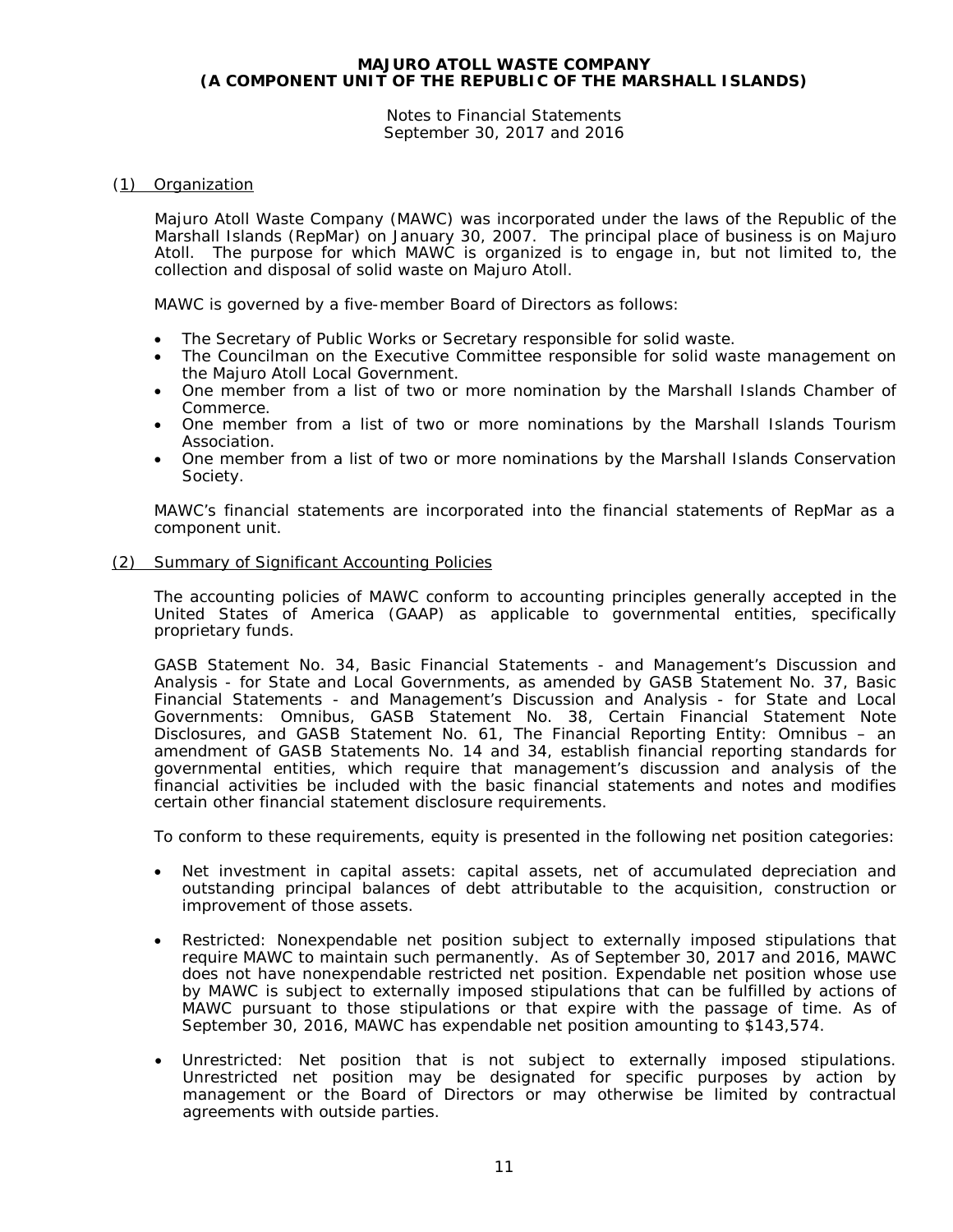# MAJURO ATOLL WASTE COMPANY
# (A COMPONENT UNIT OF THE REPUBLIC OF THE MARSHALL ISLANDS)

Notes to Financial Statements
September 30, 2017 and 2016

## (1) Organization

Majuro Atoll Waste Company (MAWC) was incorporated under the laws of the Republic of the Marshall Islands (RepMar) on January 30, 2007. The principal place of business is on Majuro Atoll. The purpose for which MAWC is organized is to engage in, but not limited to, the collection and disposal of solid waste on Majuro Atoll.

MAWC is governed by a five-member Board of Directors as follows:

- The Secretary of Public Works or Secretary responsible for solid waste.
- The Councilman on the Executive Committee responsible for solid waste management on the Majuro Atoll Local Government.
- One member from a list of two or more nomination by the Marshall Islands Chamber of Commerce.
- One member from a list of two or more nominations by the Marshall Islands Tourism Association.
- One member from a list of two or more nominations by the Marshall Islands Conservation Society.

MAWC's financial statements are incorporated into the financial statements of RepMar as a component unit.

## (2) Summary of Significant Accounting Policies

The accounting policies of MAWC conform to accounting principles generally accepted in the United States of America (GAAP) as applicable to governmental entities, specifically proprietary funds.

GASB Statement No. 34, Basic Financial Statements - and Management's Discussion and Analysis - for State and Local Governments, as amended by GASB Statement No. 37, Basic Financial Statements - and Management's Discussion and Analysis - for State and Local Governments: Omnibus, GASB Statement No. 38, Certain Financial Statement Note Disclosures, and GASB Statement No. 61, The Financial Reporting Entity: Omnibus – an amendment of GASB Statements No. 14 and 34, establish financial reporting standards for governmental entities, which require that management's discussion and analysis of the financial activities be included with the basic financial statements and notes and modifies certain other financial statement disclosure requirements.

To conform to these requirements, equity is presented in the following net position categories:

- Net investment in capital assets: capital assets, net of accumulated depreciation and outstanding principal balances of debt attributable to the acquisition, construction or improvement of those assets.

- Restricted: Nonexpendable net position subject to externally imposed stipulations that require MAWC to maintain such permanently. As of September 30, 2017 and 2016, MAWC does not have nonexpendable restricted net position. Expendable net position whose use by MAWC is subject to externally imposed stipulations that can be fulfilled by actions of MAWC pursuant to those stipulations or that expire with the passage of time. As of September 30, 2016, MAWC has expendable net position amounting to $143,574.

- Unrestricted: Net position that is not subject to externally imposed stipulations. Unrestricted net position may be designated for specific purposes by action by management or the Board of Directors or may otherwise be limited by contractual agreements with outside parties.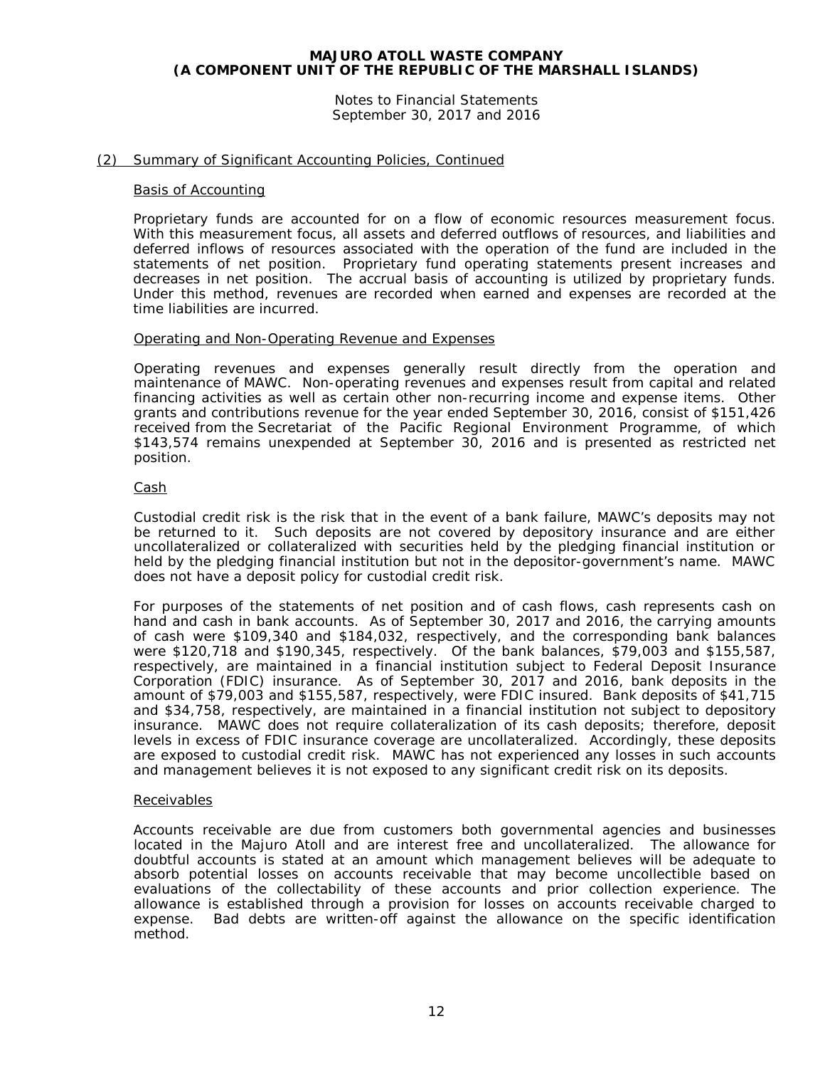## (2) Summary of Significant Accounting Policies, Continued

### Basis of Accounting

Proprietary funds are accounted for on a flow of economic resources measurement focus. With this measurement focus, all assets and deferred outflows of resources, and liabilities and deferred inflows of resources associated with the operation of the fund are included in the statements of net position. Proprietary fund operating statements present increases and decreases in net position. The accrual basis of accounting is utilized by proprietary funds. Under this method, revenues are recorded when earned and expenses are recorded at the time liabilities are incurred.

### Operating and Non-Operating Revenue and Expenses

Operating revenues and expenses generally result directly from the operation and maintenance of MAWC. Non-operating revenues and expenses result from capital and related financing activities as well as certain other non-recurring income and expense items. Other grants and contributions revenue for the year ended September 30, 2016, consist of $151,426 received from the Secretariat of the Pacific Regional Environment Programme, of which $143,574 remains unexpended at September 30, 2016 and is presented as restricted net position.

### Cash

Custodial credit risk is the risk that in the event of a bank failure, MAWC's deposits may not be returned to it. Such deposits are not covered by depository insurance and are either uncollateralized or collateralized with securities held by the pledging financial institution or held by the pledging financial institution but not in the depositor-government's name. MAWC does not have a deposit policy for custodial credit risk.

For purposes of the statements of net position and of cash flows, cash represents cash on hand and cash in bank accounts. As of September 30, 2017 and 2016, the carrying amounts of cash were $109,340 and $184,032, respectively, and the corresponding bank balances were $120,718 and $190,345, respectively. Of the bank balances, $79,003 and $155,587, respectively, are maintained in a financial institution subject to Federal Deposit Insurance Corporation (FDIC) insurance. As of September 30, 2017 and 2016, bank deposits in the amount of $79,003 and $155,587, respectively, were FDIC insured. Bank deposits of $41,715 and $34,758, respectively, are maintained in a financial institution not subject to depository insurance. MAWC does not require collateralization of its cash deposits; therefore, deposit levels in excess of FDIC insurance coverage are uncollateralized. Accordingly, these deposits are exposed to custodial credit risk. MAWC has not experienced any losses in such accounts and management believes it is not exposed to any significant credit risk on its deposits.

### Receivables

Accounts receivable are due from customers both governmental agencies and businesses located in the Majuro Atoll and are interest free and uncollateralized. The allowance for doubtful accounts is stated at an amount which management believes will be adequate to absorb potential losses on accounts receivable that may become uncollectible based on evaluations of the collectability of these accounts and prior collection experience. The allowance is established through a provision for losses on accounts receivable charged to expense. Bad debts are written-off against the allowance on the specific identification method.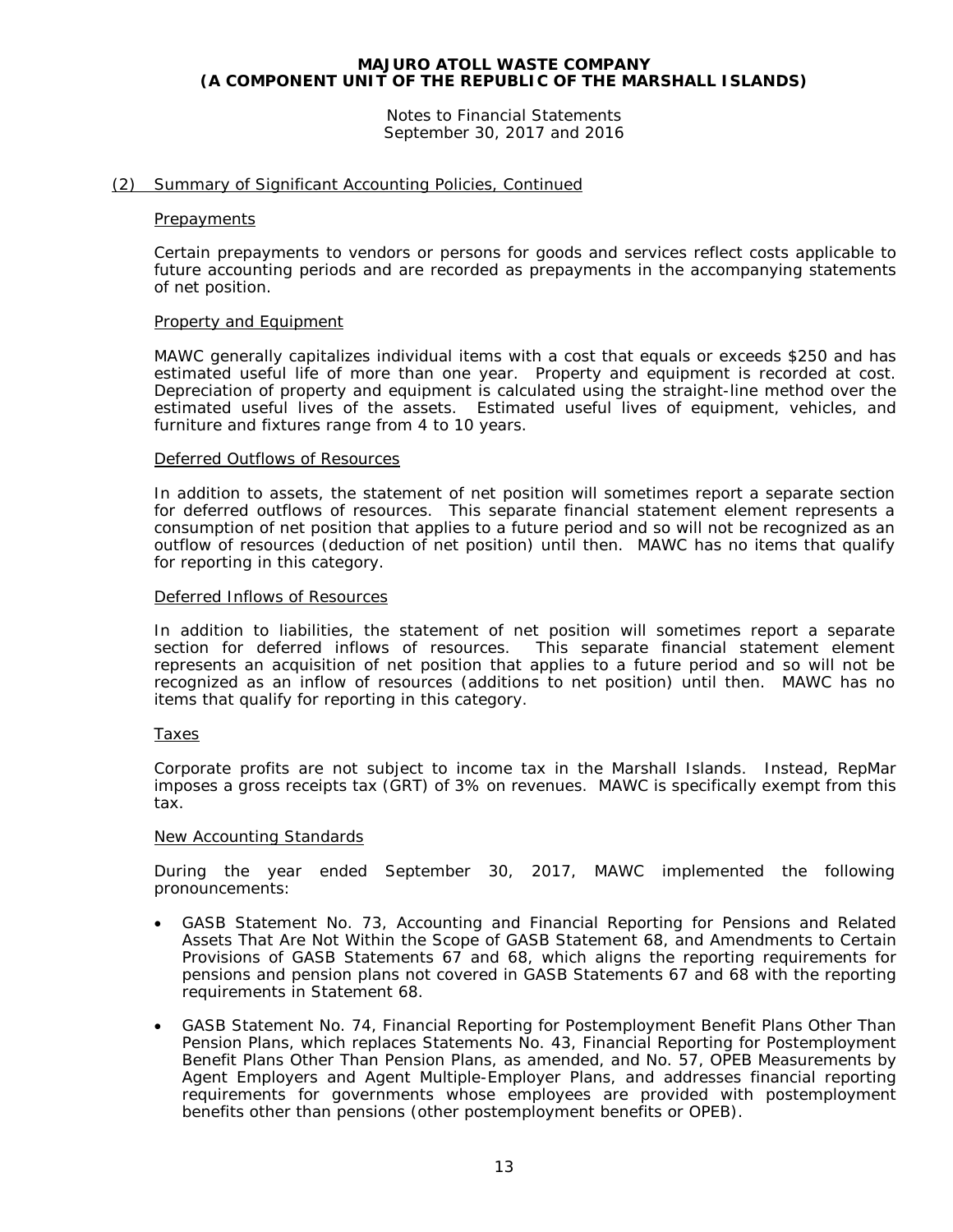## (2) Summary of Significant Accounting Policies, Continued

### Prepayments

Certain prepayments to vendors or persons for goods and services reflect costs applicable to future accounting periods and are recorded as prepayments in the accompanying statements of net position.

### Property and Equipment

MAWC generally capitalizes individual items with a cost that equals or exceeds $250 and has estimated useful life of more than one year. Property and equipment is recorded at cost. Depreciation of property and equipment is calculated using the straight-line method over the estimated useful lives of the assets. Estimated useful lives of equipment, vehicles, and furniture and fixtures range from 4 to 10 years.

### Deferred Outflows of Resources

In addition to assets, the statement of net position will sometimes report a separate section for deferred outflows of resources. This separate financial statement element represents a consumption of net position that applies to a future period and so will not be recognized as an outflow of resources (deduction of net position) until then. MAWC has no items that qualify for reporting in this category.

### Deferred Inflows of Resources

In addition to liabilities, the statement of net position will sometimes report a separate section for deferred inflows of resources. This separate financial statement element represents an acquisition of net position that applies to a future period and so will not be recognized as an inflow of resources (additions to net position) until then. MAWC has no items that qualify for reporting in this category.

### Taxes

Corporate profits are not subject to income tax in the Marshall Islands. Instead, RepMar imposes a gross receipts tax (GRT) of 3% on revenues. MAWC is specifically exempt from this tax.

### New Accounting Standards

During the year ended September 30, 2017, MAWC implemented the following pronouncements:

- GASB Statement No. 73, Accounting and Financial Reporting for Pensions and Related Assets That Are Not Within the Scope of GASB Statement 68, and Amendments to Certain Provisions of GASB Statements 67 and 68, which aligns the reporting requirements for pensions and pension plans not covered in GASB Statements 67 and 68 with the reporting requirements in Statement 68.

- GASB Statement No. 74, Financial Reporting for Postemployment Benefit Plans Other Than Pension Plans, which replaces Statements No. 43, Financial Reporting for Postemployment Benefit Plans Other Than Pension Plans, as amended, and No. 57, OPEB Measurements by Agent Employers and Agent Multiple-Employer Plans, and addresses financial reporting requirements for governments whose employees are provided with postemployment benefits other than pensions (other postemployment benefits or OPEB).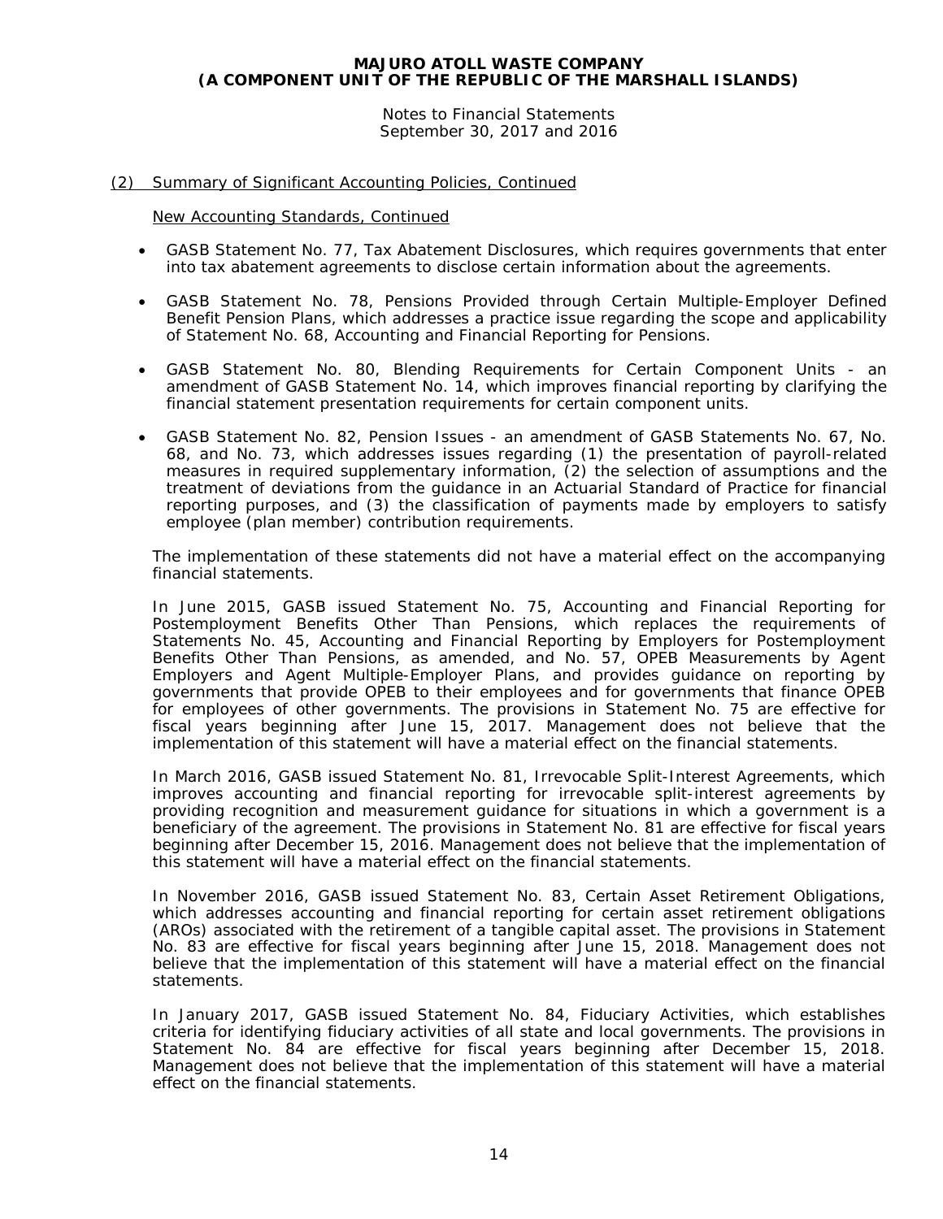## (2) Summary of Significant Accounting Policies, Continued

### New Accounting Standards, Continued

- GASB Statement No. 77, Tax Abatement Disclosures, which requires governments that enter into tax abatement agreements to disclose certain information about the agreements.
- GASB Statement No. 78, Pensions Provided through Certain Multiple-Employer Defined Benefit Pension Plans, which addresses a practice issue regarding the scope and applicability of Statement No. 68, Accounting and Financial Reporting for Pensions.
- GASB Statement No. 80, Blending Requirements for Certain Component Units - an amendment of GASB Statement No. 14, which improves financial reporting by clarifying the financial statement presentation requirements for certain component units.
- GASB Statement No. 82, Pension Issues - an amendment of GASB Statements No. 67, No. 68, and No. 73, which addresses issues regarding (1) the presentation of payroll-related measures in required supplementary information, (2) the selection of assumptions and the treatment of deviations from the guidance in an Actuarial Standard of Practice for financial reporting purposes, and (3) the classification of payments made by employers to satisfy employee (plan member) contribution requirements.

The implementation of these statements did not have a material effect on the accompanying financial statements.

In June 2015, GASB issued Statement No. 75, Accounting and Financial Reporting for Postemployment Benefits Other Than Pensions, which replaces the requirements of Statements No. 45, Accounting and Financial Reporting by Employers for Postemployment Benefits Other Than Pensions, as amended, and No. 57, OPEB Measurements by Agent Employers and Agent Multiple-Employer Plans, and provides guidance on reporting by governments that provide OPEB to their employees and for governments that finance OPEB for employees of other governments. The provisions in Statement No. 75 are effective for fiscal years beginning after June 15, 2017. Management does not believe that the implementation of this statement will have a material effect on the financial statements.

In March 2016, GASB issued Statement No. 81, Irrevocable Split-Interest Agreements, which improves accounting and financial reporting for irrevocable split-interest agreements by providing recognition and measurement guidance for situations in which a government is a beneficiary of the agreement. The provisions in Statement No. 81 are effective for fiscal years beginning after December 15, 2016. Management does not believe that the implementation of this statement will have a material effect on the financial statements.

In November 2016, GASB issued Statement No. 83, Certain Asset Retirement Obligations, which addresses accounting and financial reporting for certain asset retirement obligations (AROs) associated with the retirement of a tangible capital asset. The provisions in Statement No. 83 are effective for fiscal years beginning after June 15, 2018. Management does not believe that the implementation of this statement will have a material effect on the financial statements.

In January 2017, GASB issued Statement No. 84, Fiduciary Activities, which establishes criteria for identifying fiduciary activities of all state and local governments. The provisions in Statement No. 84 are effective for fiscal years beginning after December 15, 2018. Management does not believe that the implementation of this statement will have a material effect on the financial statements.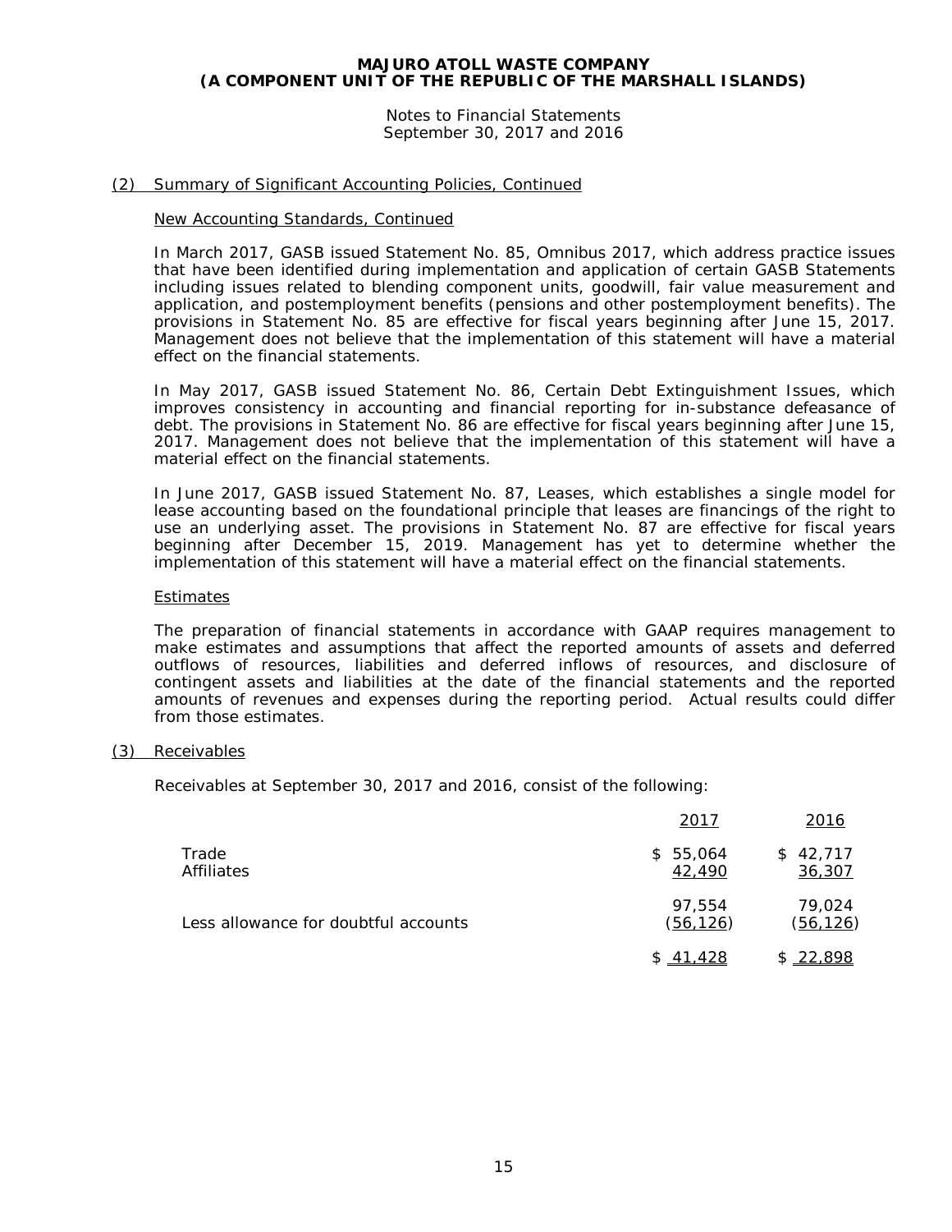## (2) Summary of Significant Accounting Policies, Continued

### New Accounting Standards, Continued

In March 2017, GASB issued Statement No. 85, Omnibus 2017, which address practice issues that have been identified during implementation and application of certain GASB Statements including issues related to blending component units, goodwill, fair value measurement and application, and postemployment benefits (pensions and other postemployment benefits). The provisions in Statement No. 85 are effective for fiscal years beginning after June 15, 2017. Management does not believe that the implementation of this statement will have a material effect on the financial statements.

In May 2017, GASB issued Statement No. 86, Certain Debt Extinguishment Issues, which improves consistency in accounting and financial reporting for in-substance defeasance of debt. The provisions in Statement No. 86 are effective for fiscal years beginning after June 15, 2017. Management does not believe that the implementation of this statement will have a material effect on the financial statements.

In June 2017, GASB issued Statement No. 87, Leases, which establishes a single model for lease accounting based on the foundational principle that leases are financings of the right to use an underlying asset. The provisions in Statement No. 87 are effective for fiscal years beginning after December 15, 2019. Management has yet to determine whether the implementation of this statement will have a material effect on the financial statements.

### Estimates

The preparation of financial statements in accordance with GAAP requires management to make estimates and assumptions that affect the reported amounts of assets and deferred outflows of resources, liabilities and deferred inflows of resources, and disclosure of contingent assets and liabilities at the date of the financial statements and the reported amounts of revenues and expenses during the reporting period. Actual results could differ from those estimates.

## (3) Receivables

Receivables at September 30, 2017 and 2016, consist of the following:

| | 2017 | 2016 |
|---|---|---|
| Trade | $ 55,064 | $ 42,717 |
| Affiliates | 42,490 | 36,307 |
| | 97,554 | 79,024 |
| Less allowance for doubtful accounts | (56,126) | (56,126) |
| | $ 41,428 | $ 22,898 |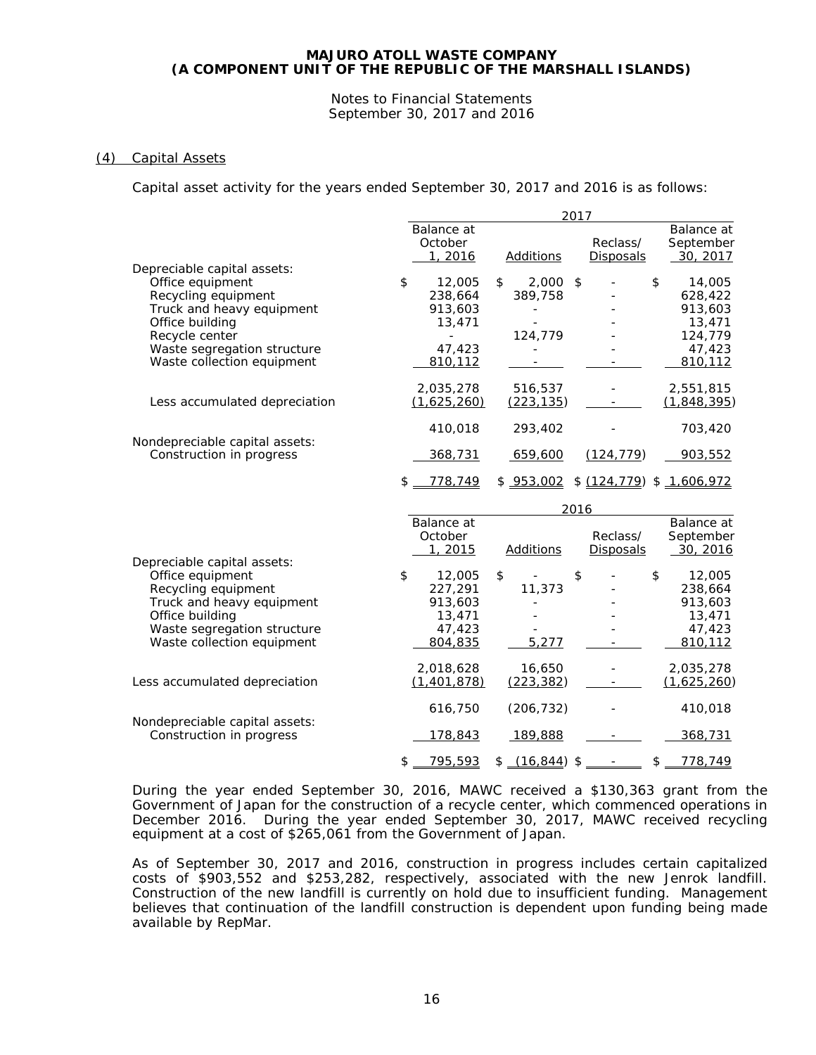**MAJURO ATOLL WASTE COMPANY**
**(A COMPONENT UNIT OF THE REPUBLIC OF THE MARSHALL ISLANDS)**

Notes to Financial Statements
September 30, 2017 and 2016

## (4) Capital Assets

Capital asset activity for the years ended September 30, 2017 and 2016 is as follows:

| | 2017 | | | |
|---|---|---|---|---|
| | Balance at October 1, 2016 | Additions | Reclass/ Disposals | Balance at September 30, 2017 |
| Depreciable capital assets: | | | | |
| Office equipment | $ 12,005 | $ 2,000 | $ - | $ 14,005 |
| Recycling equipment | 238,664 | 389,758 | - | 628,422 |
| Truck and heavy equipment | 913,603 | - | - | 913,603 |
| Office building | 13,471 | - | - | 13,471 |
| Recycle center | - | 124,779 | - | 124,779 |
| Waste segregation structure | 47,423 | - | - | 47,423 |
| Waste collection equipment | 810,112 | - | - | 810,112 |
| | 2,035,278 | 516,537 | - | 2,551,815 |
| Less accumulated depreciation | (1,625,260) | (223,135) | - | (1,848,395) |
| | 410,018 | 293,402 | - | 703,420 |
| Nondepreciable capital assets: | | | | |
| Construction in progress | 368,731 | 659,600 | (124,779) | 903,552 |
| | $ 778,749 | $ 953,002 | $ (124,779) | $ 1,606,972 |

| | 2016 | | | |
|---|---|---|---|---|
| | Balance at October 1, 2015 | Additions | Reclass/ Disposals | Balance at September 30, 2016 |
| Depreciable capital assets: | | | | |
| Office equipment | $ 12,005 | $ - | $ - | $ 12,005 |
| Recycling equipment | 227,291 | 11,373 | - | 238,664 |
| Truck and heavy equipment | 913,603 | - | - | 913,603 |
| Office building | 13,471 | - | - | 13,471 |
| Waste segregation structure | 47,423 | - | - | 47,423 |
| Waste collection equipment | 804,835 | 5,277 | - | 810,112 |
| | 2,018,628 | 16,650 | - | 2,035,278 |
| Less accumulated depreciation | (1,401,878) | (223,382) | - | (1,625,260) |
| | 616,750 | (206,732) | - | 410,018 |
| Nondepreciable capital assets: | | | | |
| Construction in progress | 178,843 | 189,888 | - | 368,731 |
| | $ 795,593 | $ (16,844) | $ - | $ 778,749 |

During the year ended September 30, 2016, MAWC received a $130,363 grant from the Government of Japan for the construction of a recycle center, which commenced operations in December 2016. During the year ended September 30, 2017, MAWC received recycling equipment at a cost of $265,061 from the Government of Japan.

As of September 30, 2017 and 2016, construction in progress includes certain capitalized costs of $903,552 and $253,282, respectively, associated with the new Jenrok landfill. Construction of the new landfill is currently on hold due to insufficient funding. Management believes that continuation of the landfill construction is dependent upon funding being made available by RepMar.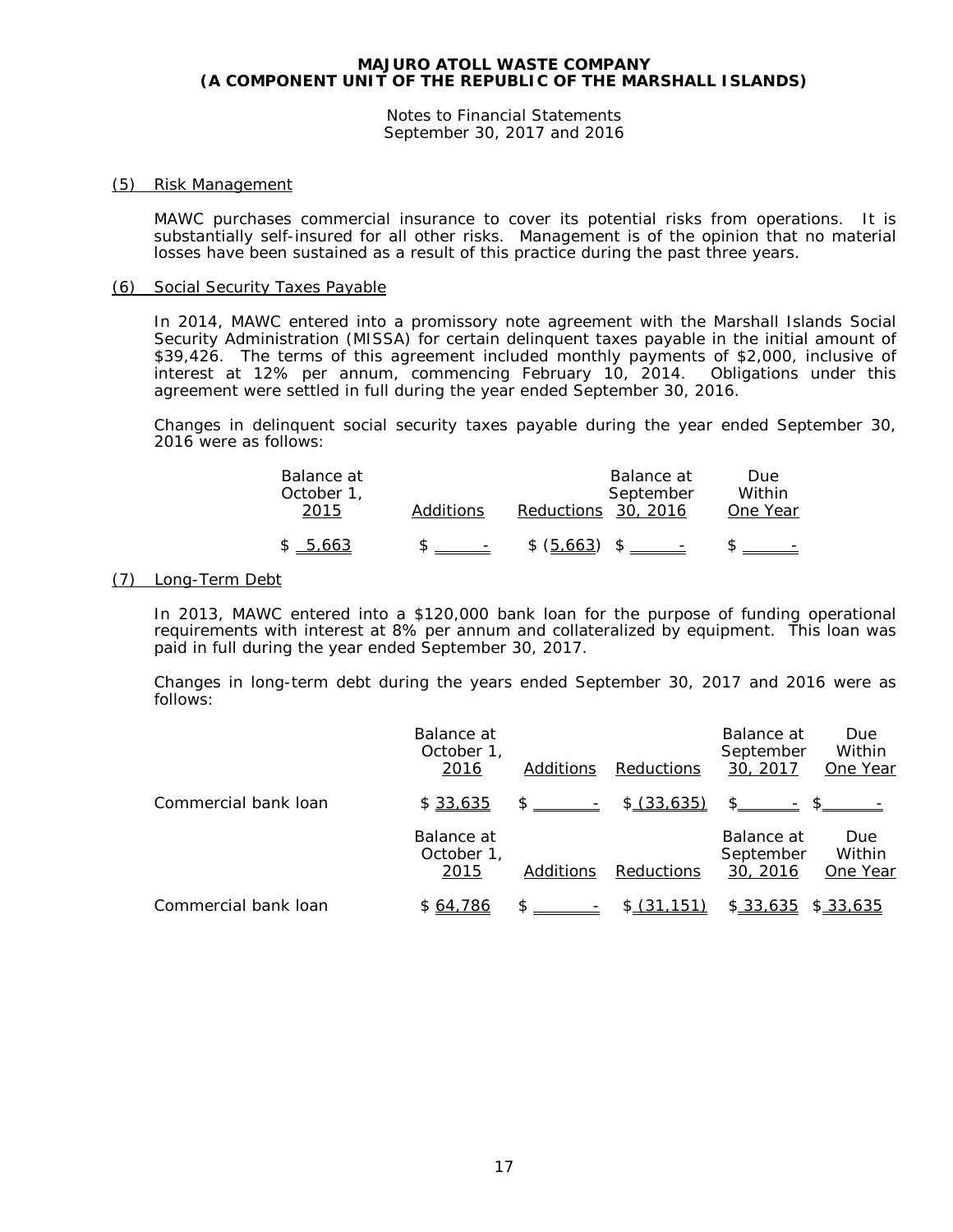## (5) Risk Management

MAWC purchases commercial insurance to cover its potential risks from operations. It is substantially self-insured for all other risks. Management is of the opinion that no material losses have been sustained as a result of this practice during the past three years.

## (6) Social Security Taxes Payable

In 2014, MAWC entered into a promissory note agreement with the Marshall Islands Social Security Administration (MISSA) for certain delinquent taxes payable in the initial amount of $39,426. The terms of this agreement included monthly payments of $2,000, inclusive of interest at 12% per annum, commencing February 10, 2014. Obligations under this agreement were settled in full during the year ended September 30, 2016.

Changes in delinquent social security taxes payable during the year ended September 30, 2016 were as follows:

| Balance at October 1, 2015 | Additions | Reductions | Balance at September 30, 2016 | Due Within One Year |
|---|---|---|---|---|
| $ 5,663 | $ - | $ (5,663) | $ - | $ - |

## (7) Long-Term Debt

In 2013, MAWC entered into a $120,000 bank loan for the purpose of funding operational requirements with interest at 8% per annum and collateralized by equipment. This loan was paid in full during the year ended September 30, 2017.

Changes in long-term debt during the years ended September 30, 2017 and 2016 were as follows:

| | Balance at October 1, 2016 | Additions | Reductions | Balance at September 30, 2017 | Due Within One Year |
|---|---|---|---|---|---|
| Commercial bank loan | $ 33,635 | $ - | $ (33,635) | $ - | $ - |

| | Balance at October 1, 2015 | Additions | Reductions | Balance at September 30, 2016 | Due Within One Year |
|---|---|---|---|---|---|
| Commercial bank loan | $ 64,786 | $ - | $ (31,151) | $ 33,635 | $ 33,635 |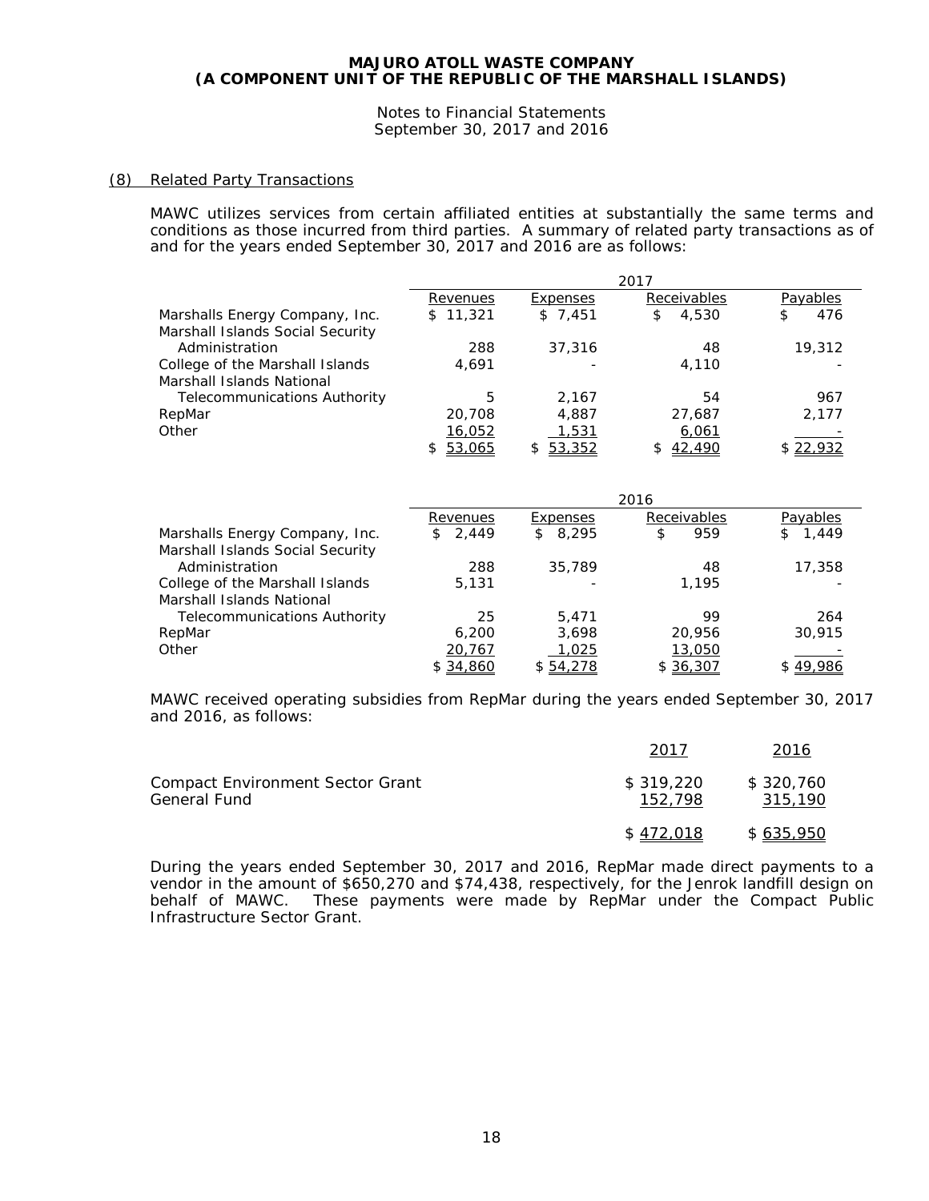**MAJURO ATOLL WASTE COMPANY**
**(A COMPONENT UNIT OF THE REPUBLIC OF THE MARSHALL ISLANDS)**

Notes to Financial Statements
September 30, 2017 and 2016

## (8) Related Party Transactions

MAWC utilizes services from certain affiliated entities at substantially the same terms and conditions as those incurred from third parties. A summary of related party transactions as of and for the years ended September 30, 2017 and 2016 are as follows:

| | 2017 | | | |
|---|---|---|---|---|
| | Revenues | Expenses | Receivables | Payables |
| Marshalls Energy Company, Inc. | $ 11,321 | $ 7,451 | $ 4,530 | $ 476 |
| Marshall Islands Social Security Administration | 288 | 37,316 | 48 | 19,312 |
| College of the Marshall Islands | 4,691 | - | 4,110 | - |
| Marshall Islands National Telecommunications Authority | 5 | 2,167 | 54 | 967 |
| RepMar | 20,708 | 4,887 | 27,687 | 2,177 |
| Other | 16,052 | 1,531 | 6,061 | - |
| | $ 53,065 | $ 53,352 | $ 42,490 | $ 22,932 |

| | 2016 | | | |
|---|---|---|---|---|
| | Revenues | Expenses | Receivables | Payables |
| Marshalls Energy Company, Inc. | $ 2,449 | $ 8,295 | $ 959 | $ 1,449 |
| Marshall Islands Social Security Administration | 288 | 35,789 | 48 | 17,358 |
| College of the Marshall Islands | 5,131 | - | 1,195 | - |
| Marshall Islands National Telecommunications Authority | 25 | 5,471 | 99 | 264 |
| RepMar | 6,200 | 3,698 | 20,956 | 30,915 |
| Other | 20,767 | 1,025 | 13,050 | - |
| | $ 34,860 | $ 54,278 | $ 36,307 | $ 49,986 |

MAWC received operating subsidies from RepMar during the years ended September 30, 2017 and 2016, as follows:

| | 2017 | 2016 |
|---|---|---|
| Compact Environment Sector Grant | $ 319,220 | $ 320,760 |
| General Fund | 152,798 | 315,190 |
| | $ 472,018 | $ 635,950 |

During the years ended September 30, 2017 and 2016, RepMar made direct payments to a vendor in the amount of $650,270 and $74,438, respectively, for the Jenrok landfill design on behalf of MAWC. These payments were made by RepMar under the Compact Public Infrastructure Sector Grant.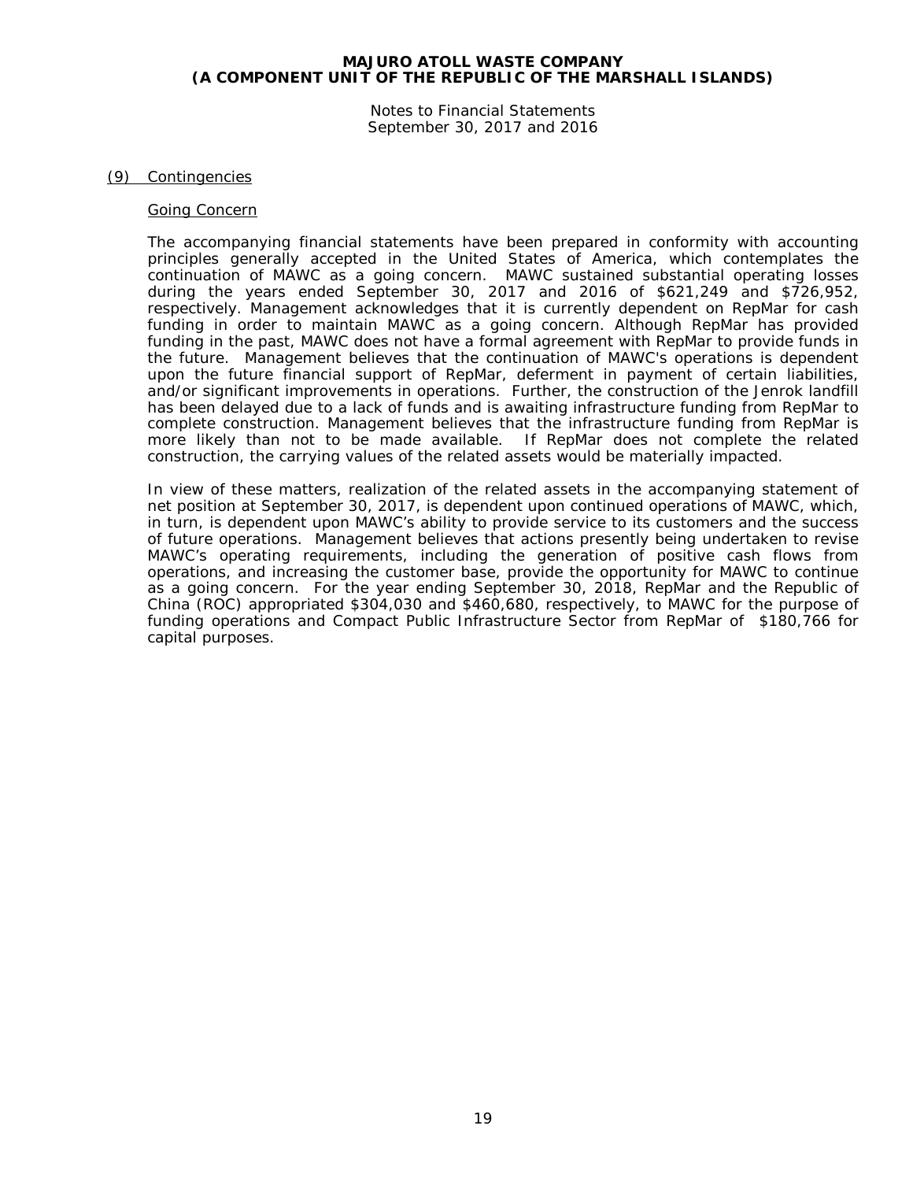## (9) Contingencies

### Going Concern

The accompanying financial statements have been prepared in conformity with accounting principles generally accepted in the United States of America, which contemplates the continuation of MAWC as a going concern. MAWC sustained substantial operating losses during the years ended September 30, 2017 and 2016 of $621,249 and $726,952, respectively. Management acknowledges that it is currently dependent on RepMar for cash funding in order to maintain MAWC as a going concern. Although RepMar has provided funding in the past, MAWC does not have a formal agreement with RepMar to provide funds in the future. Management believes that the continuation of MAWC's operations is dependent upon the future financial support of RepMar, deferment in payment of certain liabilities, and/or significant improvements in operations. Further, the construction of the Jenrok landfill has been delayed due to a lack of funds and is awaiting infrastructure funding from RepMar to complete construction. Management believes that the infrastructure funding from RepMar is more likely than not to be made available. If RepMar does not complete the related construction, the carrying values of the related assets would be materially impacted.

In view of these matters, realization of the related assets in the accompanying statement of net position at September 30, 2017, is dependent upon continued operations of MAWC, which, in turn, is dependent upon MAWC's ability to provide service to its customers and the success of future operations. Management believes that actions presently being undertaken to revise MAWC's operating requirements, including the generation of positive cash flows from operations, and increasing the customer base, provide the opportunity for MAWC to continue as a going concern. For the year ending September 30, 2018, RepMar and the Republic of China (ROC) appropriated $304,030 and $460,680, respectively, to MAWC for the purpose of funding operations and Compact Public Infrastructure Sector from RepMar of $180,766 for capital purposes.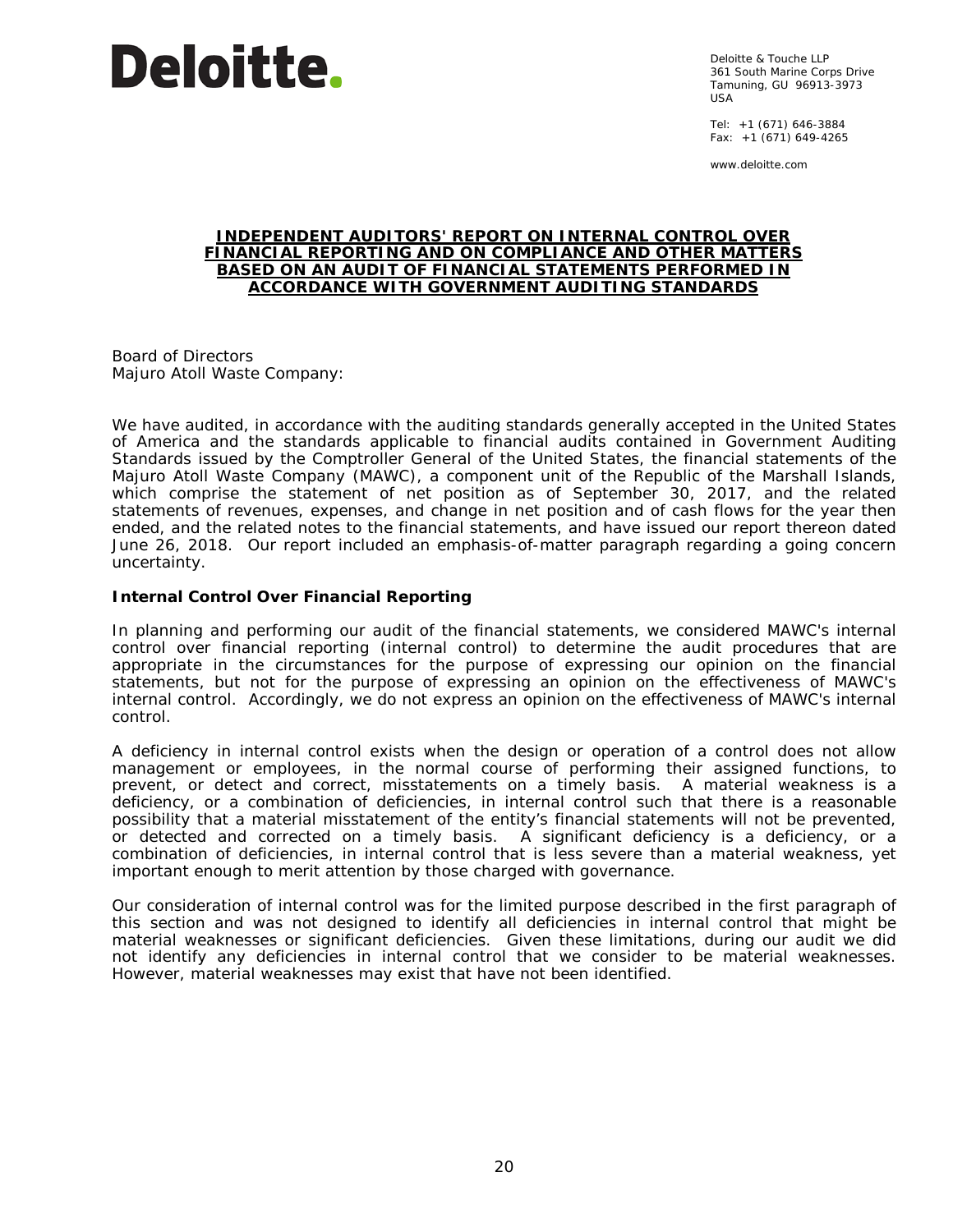**Deloitte.**

Deloitte & Touche LLP
361 South Marine Corps Drive
Tamuning, GU 96913-3973
USA

Tel: +1 (671) 646-3884
Fax: +1 (671) 649-4265

www.deloitte.com

## INDEPENDENT AUDITORS' REPORT ON INTERNAL CONTROL OVER FINANCIAL REPORTING AND ON COMPLIANCE AND OTHER MATTERS BASED ON AN AUDIT OF FINANCIAL STATEMENTS PERFORMED IN ACCORDANCE WITH GOVERNMENT AUDITING STANDARDS

Board of Directors
Majuro Atoll Waste Company:

We have audited, in accordance with the auditing standards generally accepted in the United States of America and the standards applicable to financial audits contained in Government Auditing Standards issued by the Comptroller General of the United States, the financial statements of the Majuro Atoll Waste Company (MAWC), a component unit of the Republic of the Marshall Islands, which comprise the statement of net position as of September 30, 2017, and the related statements of revenues, expenses, and change in net position and of cash flows for the year then ended, and the related notes to the financial statements, and have issued our report thereon dated June 26, 2018. Our report included an emphasis-of-matter paragraph regarding a going concern uncertainty.

### Internal Control Over Financial Reporting

In planning and performing our audit of the financial statements, we considered MAWC's internal control over financial reporting (internal control) to determine the audit procedures that are appropriate in the circumstances for the purpose of expressing our opinion on the financial statements, but not for the purpose of expressing an opinion on the effectiveness of MAWC's internal control. Accordingly, we do not express an opinion on the effectiveness of MAWC's internal control.

A deficiency in internal control exists when the design or operation of a control does not allow management or employees, in the normal course of performing their assigned functions, to prevent, or detect and correct, misstatements on a timely basis. A material weakness is a deficiency, or a combination of deficiencies, in internal control such that there is a reasonable possibility that a material misstatement of the entity's financial statements will not be prevented, or detected and corrected on a timely basis. A significant deficiency is a deficiency, or a combination of deficiencies, in internal control that is less severe than a material weakness, yet important enough to merit attention by those charged with governance.

Our consideration of internal control was for the limited purpose described in the first paragraph of this section and was not designed to identify all deficiencies in internal control that might be material weaknesses or significant deficiencies. Given these limitations, during our audit we did not identify any deficiencies in internal control that we consider to be material weaknesses. However, material weaknesses may exist that have not been identified.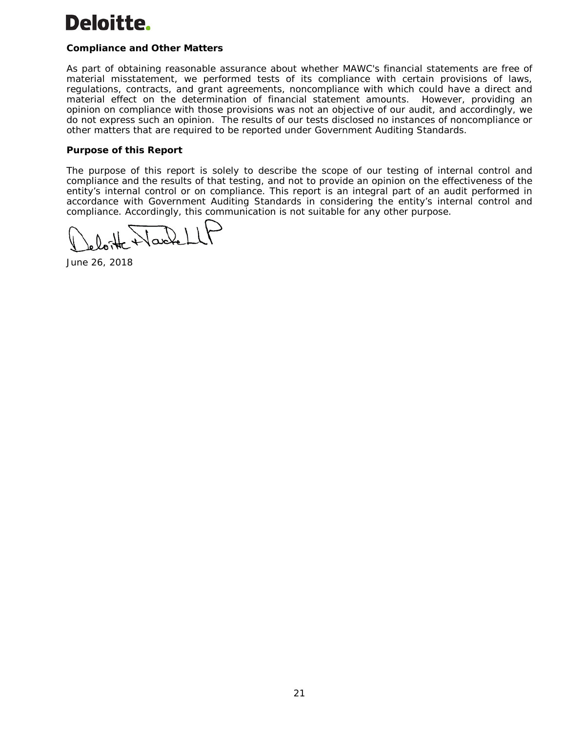**Deloitte.**

### Compliance and Other Matters

As part of obtaining reasonable assurance about whether MAWC's financial statements are free of material misstatement, we performed tests of its compliance with certain provisions of laws, regulations, contracts, and grant agreements, noncompliance with which could have a direct and material effect on the determination of financial statement amounts. However, providing an opinion on compliance with those provisions was not an objective of our audit, and accordingly, we do not express such an opinion. The results of our tests disclosed no instances of noncompliance or other matters that are required to be reported under Government Auditing Standards.

### Purpose of this Report

The purpose of this report is solely to describe the scope of our testing of internal control and compliance and the results of that testing, and not to provide an opinion on the effectiveness of the entity's internal control or on compliance. This report is an integral part of an audit performed in accordance with Government Auditing Standards in considering the entity's internal control and compliance. Accordingly, this communication is not suitable for any other purpose.

Deloitte & Touche LLP

June 26, 2018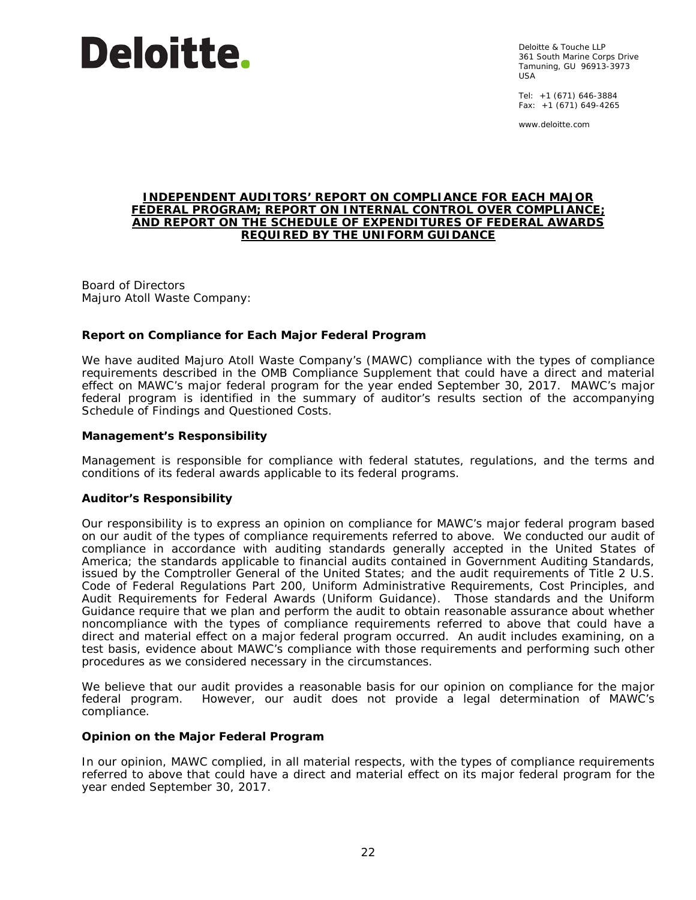**Deloitte.**

Deloitte & Touche LLP
361 South Marine Corps Drive
Tamuning, GU 96913-3973
USA

Tel: +1 (671) 646-3884
Fax: +1 (671) 649-4265

www.deloitte.com

## INDEPENDENT AUDITORS' REPORT ON COMPLIANCE FOR EACH MAJOR FEDERAL PROGRAM; REPORT ON INTERNAL CONTROL OVER COMPLIANCE; AND REPORT ON THE SCHEDULE OF EXPENDITURES OF FEDERAL AWARDS REQUIRED BY THE UNIFORM GUIDANCE

Board of Directors
Majuro Atoll Waste Company:

### Report on Compliance for Each Major Federal Program

We have audited Majuro Atoll Waste Company's (MAWC) compliance with the types of compliance requirements described in the OMB Compliance Supplement that could have a direct and material effect on MAWC's major federal program for the year ended September 30, 2017. MAWC's major federal program is identified in the summary of auditor's results section of the accompanying Schedule of Findings and Questioned Costs.

### Management's Responsibility

Management is responsible for compliance with federal statutes, regulations, and the terms and conditions of its federal awards applicable to its federal programs.

### Auditor's Responsibility

Our responsibility is to express an opinion on compliance for MAWC's major federal program based on our audit of the types of compliance requirements referred to above. We conducted our audit of compliance in accordance with auditing standards generally accepted in the United States of America; the standards applicable to financial audits contained in Government Auditing Standards, issued by the Comptroller General of the United States; and the audit requirements of Title 2 U.S. Code of Federal Regulations Part 200, Uniform Administrative Requirements, Cost Principles, and Audit Requirements for Federal Awards (Uniform Guidance). Those standards and the Uniform Guidance require that we plan and perform the audit to obtain reasonable assurance about whether noncompliance with the types of compliance requirements referred to above that could have a direct and material effect on a major federal program occurred. An audit includes examining, on a test basis, evidence about MAWC's compliance with those requirements and performing such other procedures as we considered necessary in the circumstances.

We believe that our audit provides a reasonable basis for our opinion on compliance for the major federal program. However, our audit does not provide a legal determination of MAWC's compliance.

### Opinion on the Major Federal Program

In our opinion, MAWC complied, in all material respects, with the types of compliance requirements referred to above that could have a direct and material effect on its major federal program for the year ended September 30, 2017.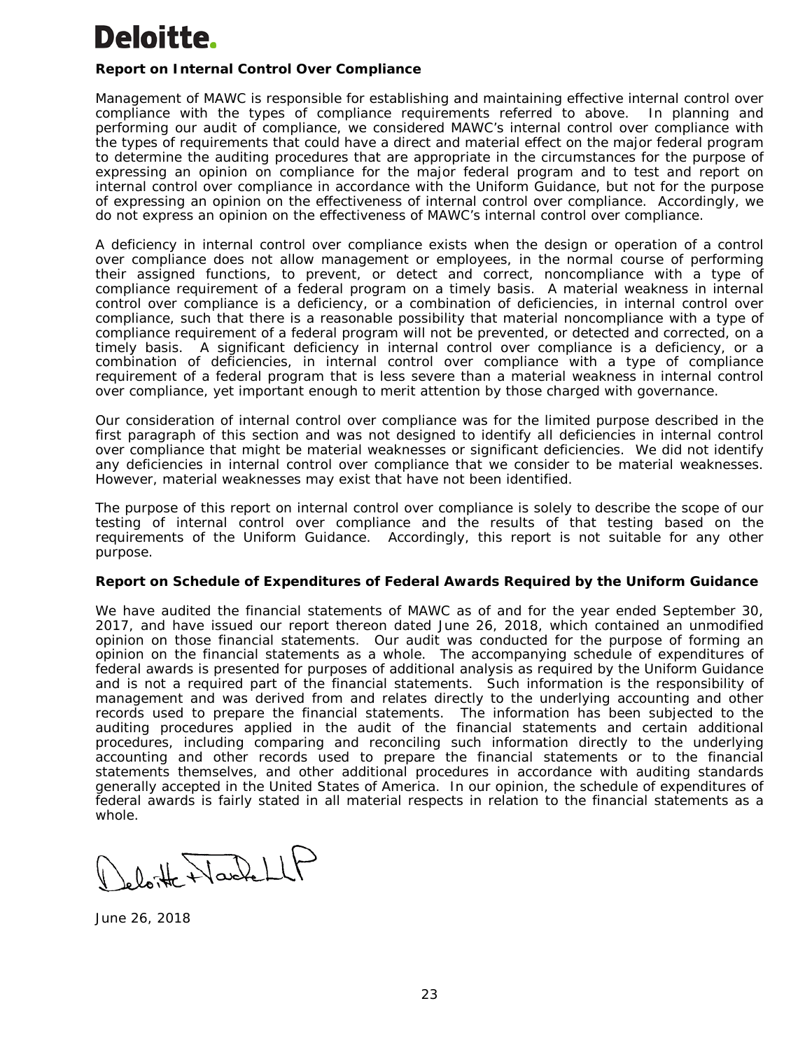Deloitte.

## Report on Internal Control Over Compliance

Management of MAWC is responsible for establishing and maintaining effective internal control over compliance with the types of compliance requirements referred to above. In planning and performing our audit of compliance, we considered MAWC's internal control over compliance with the types of requirements that could have a direct and material effect on the major federal program to determine the auditing procedures that are appropriate in the circumstances for the purpose of expressing an opinion on compliance for the major federal program and to test and report on internal control over compliance in accordance with the Uniform Guidance, but not for the purpose of expressing an opinion on the effectiveness of internal control over compliance. Accordingly, we do not express an opinion on the effectiveness of MAWC's internal control over compliance.

A deficiency in internal control over compliance exists when the design or operation of a control over compliance does not allow management or employees, in the normal course of performing their assigned functions, to prevent, or detect and correct, noncompliance with a type of compliance requirement of a federal program on a timely basis. A material weakness in internal control over compliance is a deficiency, or a combination of deficiencies, in internal control over compliance, such that there is a reasonable possibility that material noncompliance with a type of compliance requirement of a federal program will not be prevented, or detected and corrected, on a timely basis. A significant deficiency in internal control over compliance is a deficiency, or a combination of deficiencies, in internal control over compliance with a type of compliance requirement of a federal program that is less severe than a material weakness in internal control over compliance, yet important enough to merit attention by those charged with governance.

Our consideration of internal control over compliance was for the limited purpose described in the first paragraph of this section and was not designed to identify all deficiencies in internal control over compliance that might be material weaknesses or significant deficiencies. We did not identify any deficiencies in internal control over compliance that we consider to be material weaknesses. However, material weaknesses may exist that have not been identified.

The purpose of this report on internal control over compliance is solely to describe the scope of our testing of internal control over compliance and the results of that testing based on the requirements of the Uniform Guidance. Accordingly, this report is not suitable for any other purpose.

## Report on Schedule of Expenditures of Federal Awards Required by the Uniform Guidance

We have audited the financial statements of MAWC as of and for the year ended September 30, 2017, and have issued our report thereon dated June 26, 2018, which contained an unmodified opinion on those financial statements. Our audit was conducted for the purpose of forming an opinion on the financial statements as a whole. The accompanying schedule of expenditures of federal awards is presented for purposes of additional analysis as required by the Uniform Guidance and is not a required part of the financial statements. Such information is the responsibility of management and was derived from and relates directly to the underlying accounting and other records used to prepare the financial statements. The information has been subjected to the auditing procedures applied in the audit of the financial statements and certain additional procedures, including comparing and reconciling such information directly to the underlying accounting and other records used to prepare the financial statements or to the financial statements themselves, and other additional procedures in accordance with auditing standards generally accepted in the United States of America. In our opinion, the schedule of expenditures of federal awards is fairly stated in all material respects in relation to the financial statements as a whole.

Deloitte & Touche LLP

June 26, 2018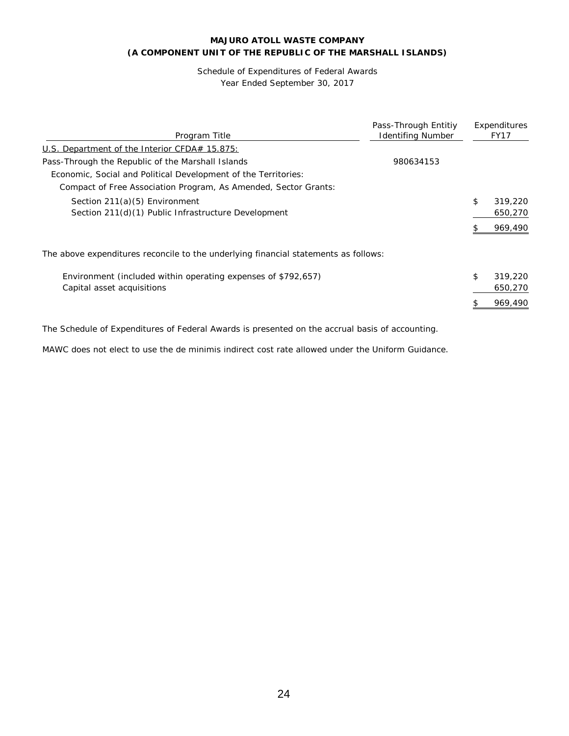**MAJURO ATOLL WASTE COMPANY**
**(A COMPONENT UNIT OF THE REPUBLIC OF THE MARSHALL ISLANDS)**

Schedule of Expenditures of Federal Awards
Year Ended September 30, 2017

| Program Title | Pass-Through Entitiy Identifing Number | Expenditures FY17 |
|---|---|---|
| U.S. Department of the Interior CFDA# 15.875: | | |
| Pass-Through the Republic of the Marshall Islands | 980634153 | |
| Economic, Social and Political Development of the Territories: | | |
| Compact of Free Association Program, As Amended, Sector Grants: | | |
| Section 211(a)(5) Environment | | $ 319,220 |
| Section 211(d)(1) Public Infrastructure Development | | 650,270 |
| | | $ 969,490 |

The above expenditures reconcile to the underlying financial statements as follows:

| | |
|---|---|
| Environment (included within operating expenses of $792,657) | $ 319,220 |
| Capital asset acquisitions | 650,270 |
| | $ 969,490 |

The Schedule of Expenditures of Federal Awards is presented on the accrual basis of accounting.

MAWC does not elect to use the de minimis indirect cost rate allowed under the Uniform Guidance.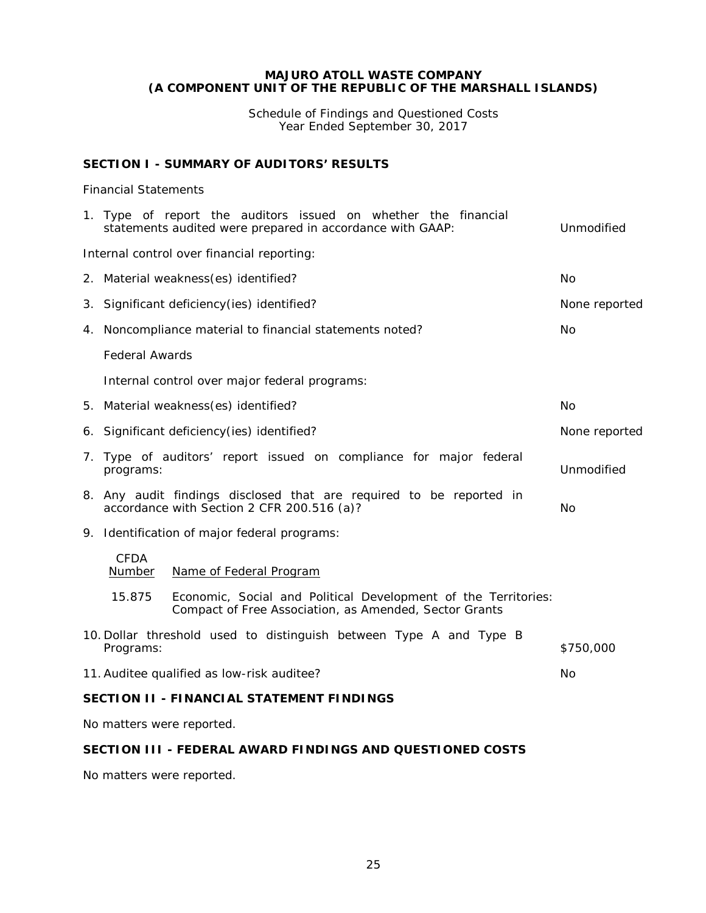**MAJURO ATOLL WASTE COMPANY**
**(A COMPONENT UNIT OF THE REPUBLIC OF THE MARSHALL ISLANDS)**

Schedule of Findings and Questioned Costs
Year Ended September 30, 2017

## SECTION I - SUMMARY OF AUDITORS' RESULTS

Financial Statements

| | |
|---|---|
| 1. Type of report the auditors issued on whether the financial statements audited were prepared in accordance with GAAP: | Unmodified |
| Internal control over financial reporting: | |
| 2. Material weakness(es) identified? | No |
| 3. Significant deficiency(ies) identified? | None reported |
| 4. Noncompliance material to financial statements noted? | No |
| Federal Awards | |
| Internal control over major federal programs: | |
| 5. Material weakness(es) identified? | No |
| 6. Significant deficiency(ies) identified? | None reported |
| 7. Type of auditors' report issued on compliance for major federal programs: | Unmodified |
| 8. Any audit findings disclosed that are required to be reported in accordance with Section 2 CFR 200.516 (a)? | No |
| 9. Identification of major federal programs: | |

| CFDA Number | Name of Federal Program |
|---|---|
| 15.875 | Economic, Social and Political Development of the Territories: Compact of Free Association, as Amended, Sector Grants |

| | |
|---|---|
| 10. Dollar threshold used to distinguish between Type A and Type B Programs: | $750,000 |
| 11. Auditee qualified as low-risk auditee? | No |

## SECTION II - FINANCIAL STATEMENT FINDINGS

No matters were reported.

## SECTION III - FEDERAL AWARD FINDINGS AND QUESTIONED COSTS

No matters were reported.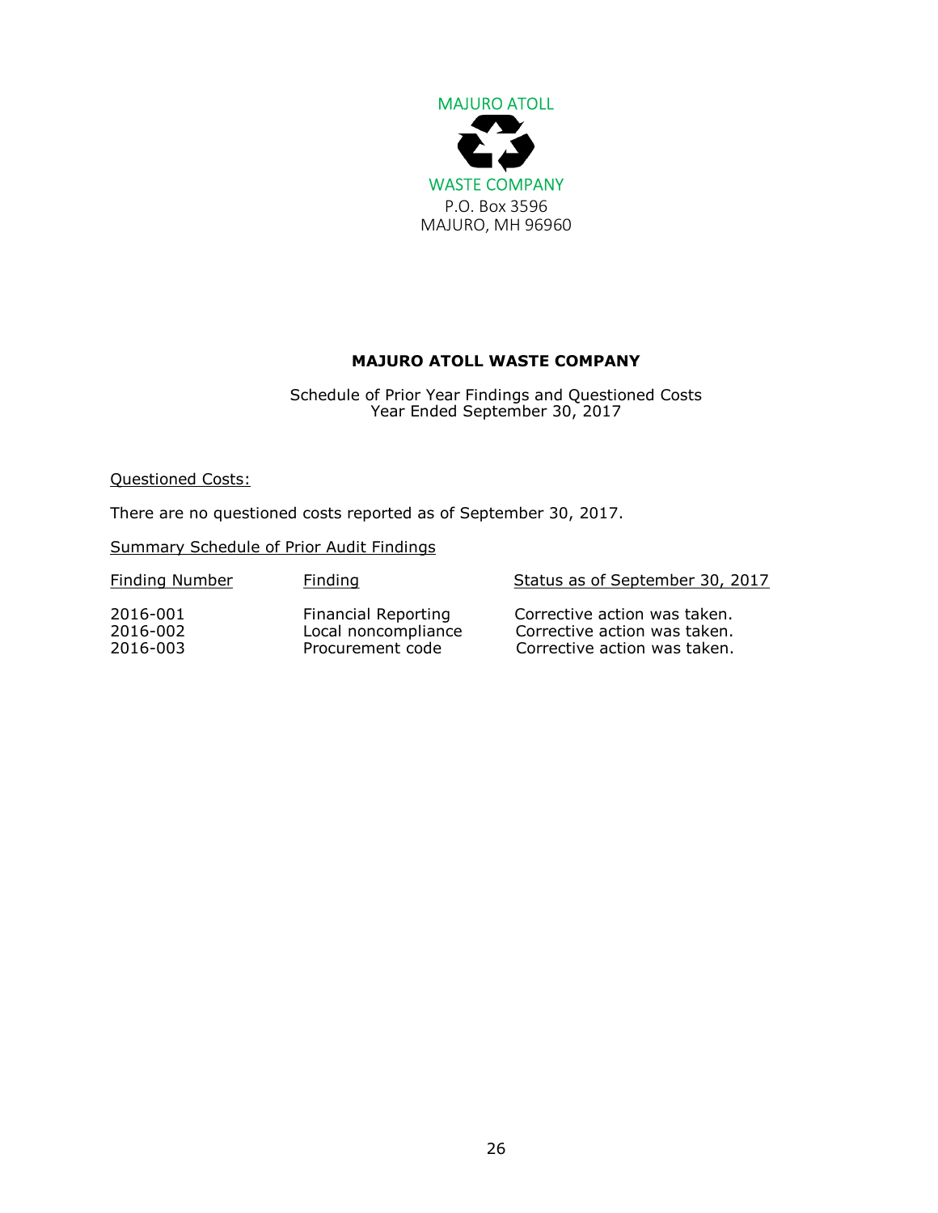MAJURO ATOLL

WASTE COMPANY

P.O. Box 3596

MAJURO, MH 96960

# MAJURO ATOLL WASTE COMPANY

Schedule of Prior Year Findings and Questioned Costs
Year Ended September 30, 2017

Questioned Costs:

There are no questioned costs reported as of September 30, 2017.

Summary Schedule of Prior Audit Findings

| Finding Number | Finding | Status as of September 30, 2017 |
|---|---|---|
| 2016-001 | Financial Reporting | Corrective action was taken. |
| 2016-002 | Local noncompliance | Corrective action was taken. |
| 2016-003 | Procurement code | Corrective action was taken. |